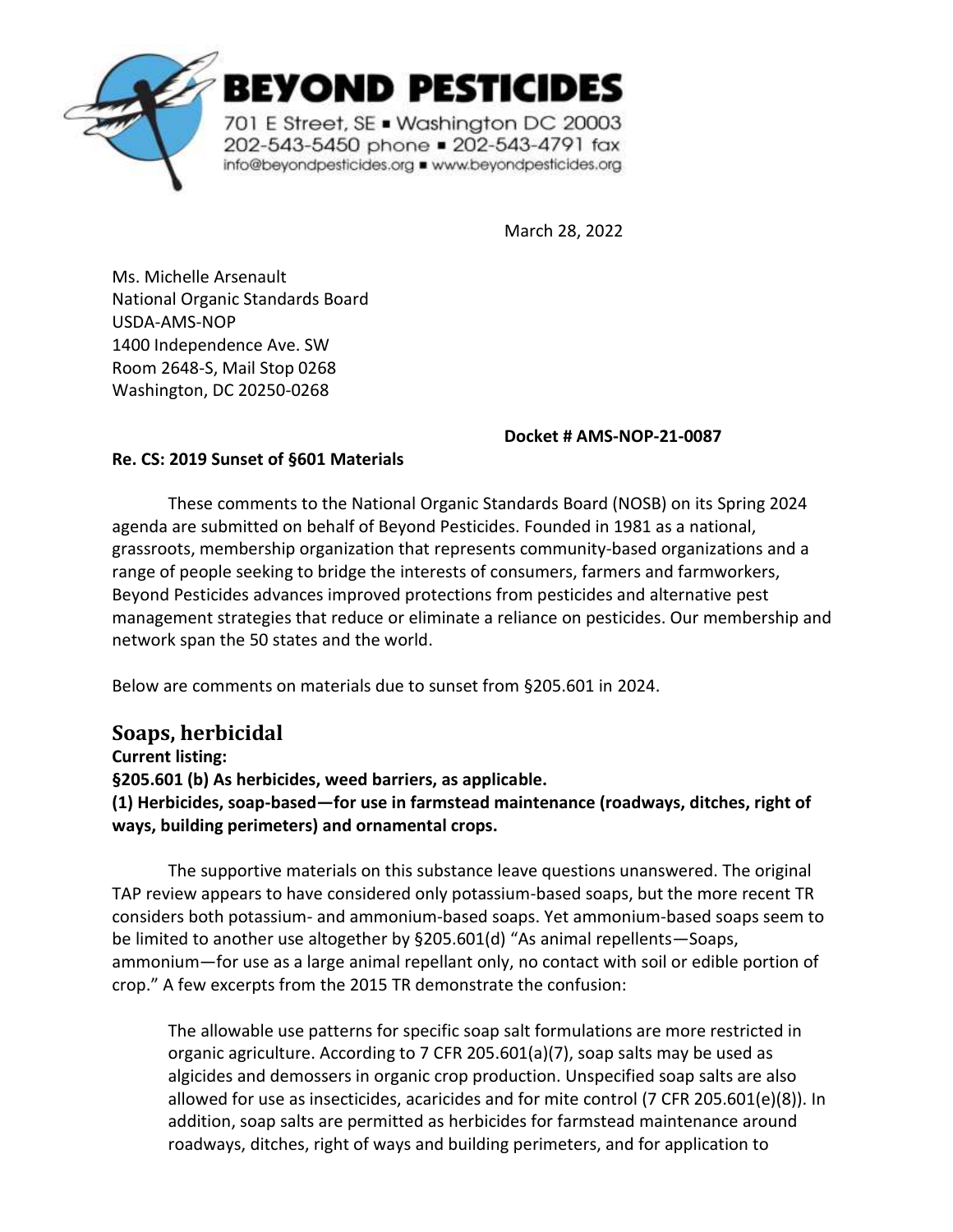**BEYOND PESTICIDES**

701 E Street, SE ▪ Washington DC 20003
202-543-5450 phone ▪ 202-543-4791 fax
info@beyondpesticides.org ▪ www.beyondpesticides.org

March 28, 2022

Ms. Michelle Arsenault
National Organic Standards Board
USDA-AMS-NOP
1400 Independence Ave. SW
Room 2648-S, Mail Stop 0268
Washington, DC 20250-0268

**Docket # AMS-NOP-21-0087**

**Re. CS: 2019 Sunset of §601 Materials**

These comments to the National Organic Standards Board (NOSB) on its Spring 2024 agenda are submitted on behalf of Beyond Pesticides. Founded in 1981 as a national, grassroots, membership organization that represents community-based organizations and a range of people seeking to bridge the interests of consumers, farmers and farmworkers, Beyond Pesticides advances improved protections from pesticides and alternative pest management strategies that reduce or eliminate a reliance on pesticides. Our membership and network span the 50 states and the world.

Below are comments on materials due to sunset from §205.601 in 2024.

## Soaps, herbicidal

**Current listing:**
**§205.601 (b) As herbicides, weed barriers, as applicable.**
**(1) Herbicides, soap-based—for use in farmstead maintenance (roadways, ditches, right of ways, building perimeters) and ornamental crops.**

The supportive materials on this substance leave questions unanswered. The original TAP review appears to have considered only potassium-based soaps, but the more recent TR considers both potassium- and ammonium-based soaps. Yet ammonium-based soaps seem to be limited to another use altogether by §205.601(d) "As animal repellents—Soaps, ammonium—for use as a large animal repellant only, no contact with soil or edible portion of crop." A few excerpts from the 2015 TR demonstrate the confusion:

> The allowable use patterns for specific soap salt formulations are more restricted in organic agriculture. According to 7 CFR 205.601(a)(7), soap salts may be used as algicides and demossers in organic crop production. Unspecified soap salts are also allowed for use as insecticides, acaricides and for mite control (7 CFR 205.601(e)(8)). In addition, soap salts are permitted as herbicides for farmstead maintenance around roadways, ditches, right of ways and building perimeters, and for application to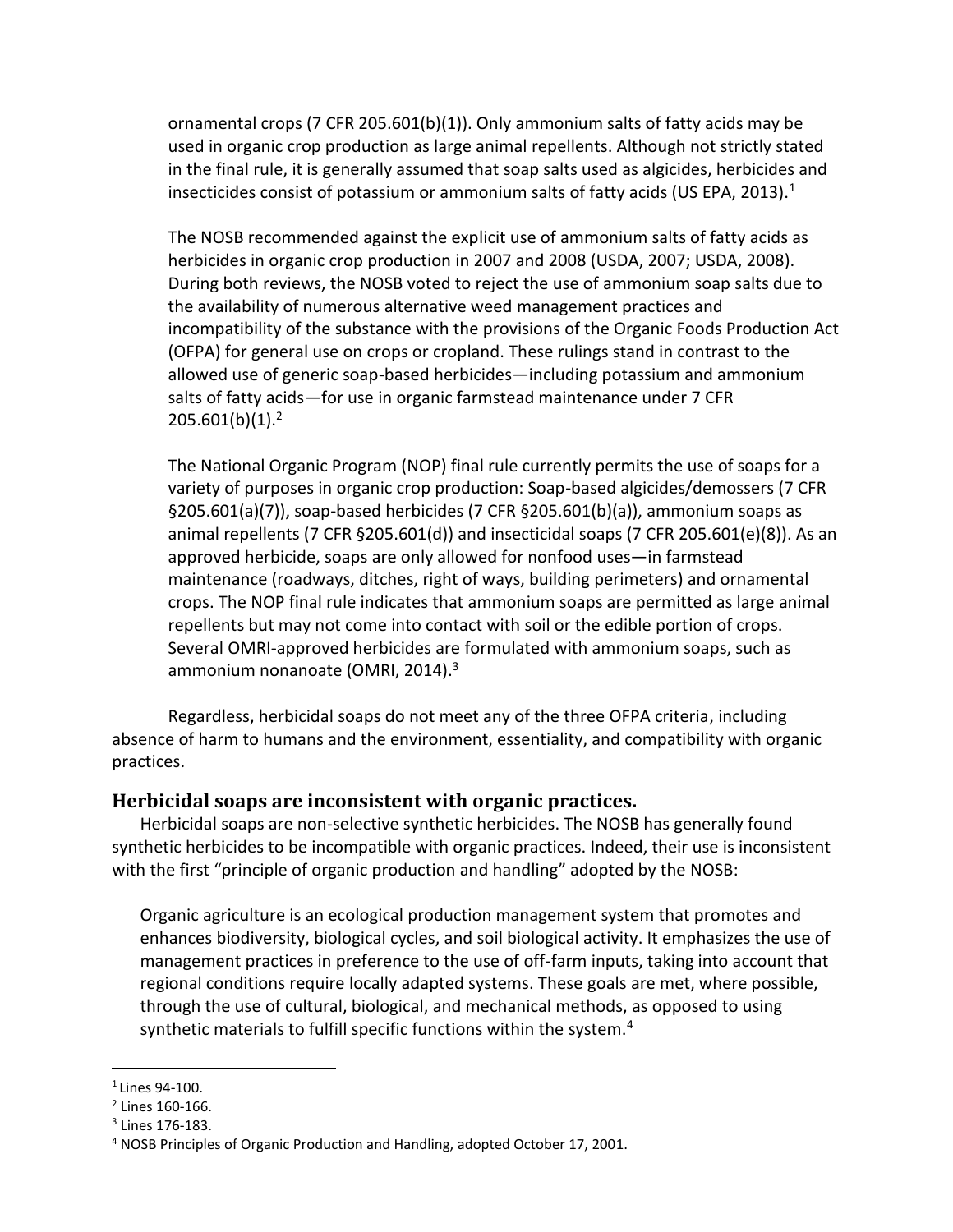> ornamental crops (7 CFR 205.601(b)(1)). Only ammonium salts of fatty acids may be used in organic crop production as large animal repellents. Although not strictly stated in the final rule, it is generally assumed that soap salts used as algicides, herbicides and insecticides consist of potassium or ammonium salts of fatty acids (US EPA, 2013).[1]
>
> The NOSB recommended against the explicit use of ammonium salts of fatty acids as herbicides in organic crop production in 2007 and 2008 (USDA, 2007; USDA, 2008). During both reviews, the NOSB voted to reject the use of ammonium soap salts due to the availability of numerous alternative weed management practices and incompatibility of the substance with the provisions of the Organic Foods Production Act (OFPA) for general use on crops or cropland. These rulings stand in contrast to the allowed use of generic soap-based herbicides—including potassium and ammonium salts of fatty acids—for use in organic farmstead maintenance under 7 CFR 205.601(b)(1).[2]
>
> The National Organic Program (NOP) final rule currently permits the use of soaps for a variety of purposes in organic crop production: Soap-based algicides/demossers (7 CFR §205.601(a)(7)), soap-based herbicides (7 CFR §205.601(b)(a)), ammonium soaps as animal repellents (7 CFR §205.601(d)) and insecticidal soaps (7 CFR 205.601(e)(8)). As an approved herbicide, soaps are only allowed for nonfood uses—in farmstead maintenance (roadways, ditches, right of ways, building perimeters) and ornamental crops. The NOP final rule indicates that ammonium soaps are permitted as large animal repellents but may not come into contact with soil or the edible portion of crops. Several OMRI-approved herbicides are formulated with ammonium soaps, such as ammonium nonanoate (OMRI, 2014).[3]

Regardless, herbicidal soaps do not meet any of the three OFPA criteria, including absence of harm to humans and the environment, essentiality, and compatibility with organic practices.

## Herbicidal soaps are inconsistent with organic practices.

Herbicidal soaps are non-selective synthetic herbicides. The NOSB has generally found synthetic herbicides to be incompatible with organic practices. Indeed, their use is inconsistent with the first "principle of organic production and handling" adopted by the NOSB:

> Organic agriculture is an ecological production management system that promotes and enhances biodiversity, biological cycles, and soil biological activity. It emphasizes the use of management practices in preference to the use of off-farm inputs, taking into account that regional conditions require locally adapted systems. These goals are met, where possible, through the use of cultural, biological, and mechanical methods, as opposed to using synthetic materials to fulfill specific functions within the system.[4]

---

[1] Lines 94-100.

[2] Lines 160-166.

[3] Lines 176-183.

[4] NOSB Principles of Organic Production and Handling, adopted October 17, 2001.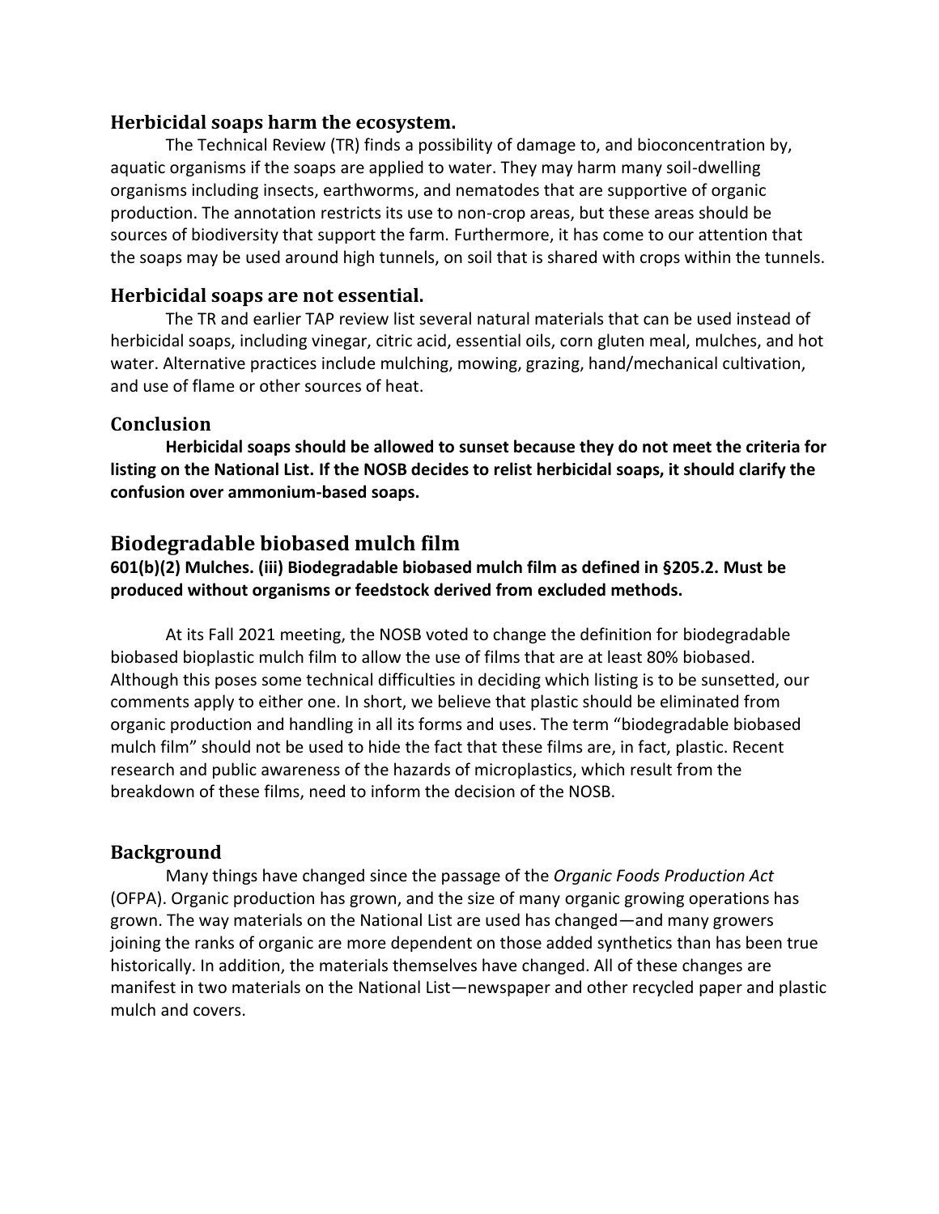### Herbicidal soaps harm the ecosystem.

The Technical Review (TR) finds a possibility of damage to, and bioconcentration by, aquatic organisms if the soaps are applied to water. They may harm many soil-dwelling organisms including insects, earthworms, and nematodes that are supportive of organic production. The annotation restricts its use to non-crop areas, but these areas should be sources of biodiversity that support the farm. Furthermore, it has come to our attention that the soaps may be used around high tunnels, on soil that is shared with crops within the tunnels.

### Herbicidal soaps are not essential.

The TR and earlier TAP review list several natural materials that can be used instead of herbicidal soaps, including vinegar, citric acid, essential oils, corn gluten meal, mulches, and hot water. Alternative practices include mulching, mowing, grazing, hand/mechanical cultivation, and use of flame or other sources of heat.

### Conclusion

**Herbicidal soaps should be allowed to sunset because they do not meet the criteria for listing on the National List. If the NOSB decides to relist herbicidal soaps, it should clarify the confusion over ammonium-based soaps.**

## Biodegradable biobased mulch film

**601(b)(2) Mulches. (iii) Biodegradable biobased mulch film as defined in §205.2. Must be produced without organisms or feedstock derived from excluded methods.**

At its Fall 2021 meeting, the NOSB voted to change the definition for biodegradable biobased bioplastic mulch film to allow the use of films that are at least 80% biobased. Although this poses some technical difficulties in deciding which listing is to be sunsetted, our comments apply to either one. In short, we believe that plastic should be eliminated from organic production and handling in all its forms and uses. The term "biodegradable biobased mulch film" should not be used to hide the fact that these films are, in fact, plastic. Recent research and public awareness of the hazards of microplastics, which result from the breakdown of these films, need to inform the decision of the NOSB.

### Background

Many things have changed since the passage of the *Organic Foods Production Act* (OFPA). Organic production has grown, and the size of many organic growing operations has grown. The way materials on the National List are used has changed—and many growers joining the ranks of organic are more dependent on those added synthetics than has been true historically. In addition, the materials themselves have changed. All of these changes are manifest in two materials on the National List—newspaper and other recycled paper and plastic mulch and covers.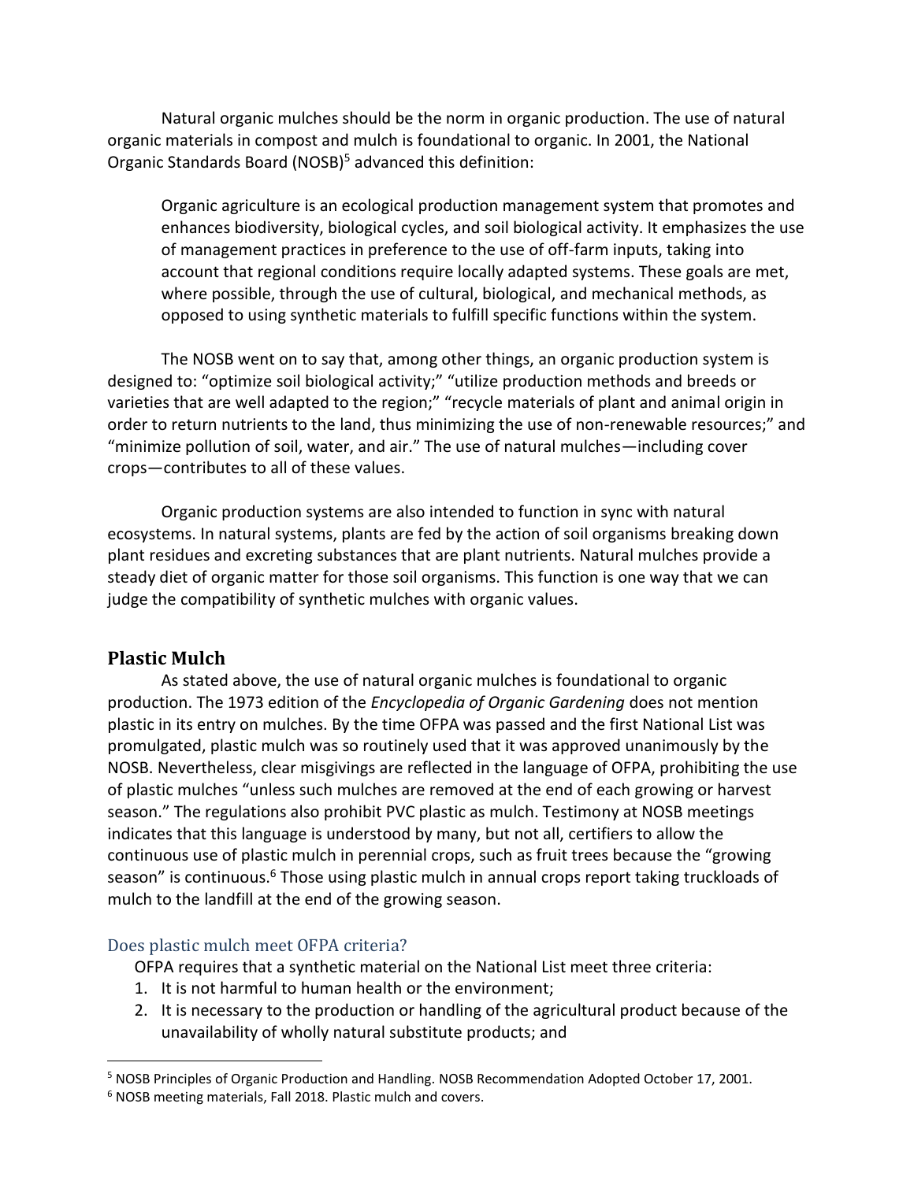Natural organic mulches should be the norm in organic production. The use of natural organic materials in compost and mulch is foundational to organic. In 2001, the National Organic Standards Board (NOSB)[5] advanced this definition:

> Organic agriculture is an ecological production management system that promotes and enhances biodiversity, biological cycles, and soil biological activity. It emphasizes the use of management practices in preference to the use of off-farm inputs, taking into account that regional conditions require locally adapted systems. These goals are met, where possible, through the use of cultural, biological, and mechanical methods, as opposed to using synthetic materials to fulfill specific functions within the system.

The NOSB went on to say that, among other things, an organic production system is designed to: "optimize soil biological activity;" "utilize production methods and breeds or varieties that are well adapted to the region;" "recycle materials of plant and animal origin in order to return nutrients to the land, thus minimizing the use of non-renewable resources;" and "minimize pollution of soil, water, and air." The use of natural mulches—including cover crops—contributes to all of these values.

Organic production systems are also intended to function in sync with natural ecosystems. In natural systems, plants are fed by the action of soil organisms breaking down plant residues and excreting substances that are plant nutrients. Natural mulches provide a steady diet of organic matter for those soil organisms. This function is one way that we can judge the compatibility of synthetic mulches with organic values.

## Plastic Mulch

As stated above, the use of natural organic mulches is foundational to organic production. The 1973 edition of the *Encyclopedia of Organic Gardening* does not mention plastic in its entry on mulches. By the time OFPA was passed and the first National List was promulgated, plastic mulch was so routinely used that it was approved unanimously by the NOSB. Nevertheless, clear misgivings are reflected in the language of OFPA, prohibiting the use of plastic mulches "unless such mulches are removed at the end of each growing or harvest season." The regulations also prohibit PVC plastic as mulch. Testimony at NOSB meetings indicates that this language is understood by many, but not all, certifiers to allow the continuous use of plastic mulch in perennial crops, such as fruit trees because the "growing season" is continuous.[6] Those using plastic mulch in annual crops report taking truckloads of mulch to the landfill at the end of the growing season.

### Does plastic mulch meet OFPA criteria?

OFPA requires that a synthetic material on the National List meet three criteria:

1. It is not harmful to human health or the environment;
2. It is necessary to the production or handling of the agricultural product because of the unavailability of wholly natural substitute products; and

---

[5] NOSB Principles of Organic Production and Handling. NOSB Recommendation Adopted October 17, 2001.

[6] NOSB meeting materials, Fall 2018. Plastic mulch and covers.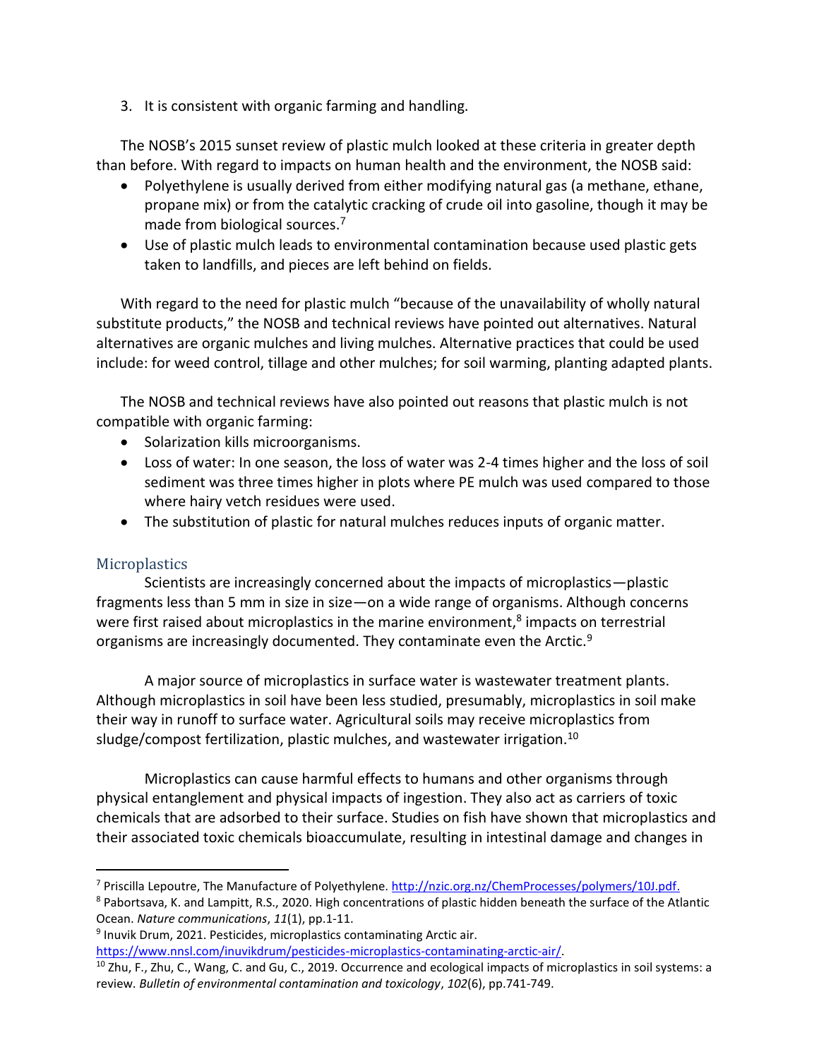3. It is consistent with organic farming and handling.

The NOSB's 2015 sunset review of plastic mulch looked at these criteria in greater depth than before. With regard to impacts on human health and the environment, the NOSB said:

- Polyethylene is usually derived from either modifying natural gas (a methane, ethane, propane mix) or from the catalytic cracking of crude oil into gasoline, though it may be made from biological sources.[7]
- Use of plastic mulch leads to environmental contamination because used plastic gets taken to landfills, and pieces are left behind on fields.

With regard to the need for plastic mulch "because of the unavailability of wholly natural substitute products," the NOSB and technical reviews have pointed out alternatives. Natural alternatives are organic mulches and living mulches. Alternative practices that could be used include: for weed control, tillage and other mulches; for soil warming, planting adapted plants.

The NOSB and technical reviews have also pointed out reasons that plastic mulch is not compatible with organic farming:

- Solarization kills microorganisms.
- Loss of water: In one season, the loss of water was 2-4 times higher and the loss of soil sediment was three times higher in plots where PE mulch was used compared to those where hairy vetch residues were used.
- The substitution of plastic for natural mulches reduces inputs of organic matter.

## Microplastics

Scientists are increasingly concerned about the impacts of microplastics—plastic fragments less than 5 mm in size in size—on a wide range of organisms. Although concerns were first raised about microplastics in the marine environment,[8] impacts on terrestrial organisms are increasingly documented. They contaminate even the Arctic.[9]

A major source of microplastics in surface water is wastewater treatment plants. Although microplastics in soil have been less studied, presumably, microplastics in soil make their way in runoff to surface water. Agricultural soils may receive microplastics from sludge/compost fertilization, plastic mulches, and wastewater irrigation.[10]

Microplastics can cause harmful effects to humans and other organisms through physical entanglement and physical impacts of ingestion. They also act as carriers of toxic chemicals that are adsorbed to their surface. Studies on fish have shown that microplastics and their associated toxic chemicals bioaccumulate, resulting in intestinal damage and changes in

---

[7] Priscilla Lepoutre, The Manufacture of Polyethylene. http://nzic.org.nz/ChemProcesses/polymers/10J.pdf.

[8] Pabortsava, K. and Lampitt, R.S., 2020. High concentrations of plastic hidden beneath the surface of the Atlantic Ocean. *Nature communications*, *11*(1), pp.1-11.

[9] Inuvik Drum, 2021. Pesticides, microplastics contaminating Arctic air. https://www.nnsl.com/inuvikdrum/pesticides-microplastics-contaminating-arctic-air/.

[10] Zhu, F., Zhu, C., Wang, C. and Gu, C., 2019. Occurrence and ecological impacts of microplastics in soil systems: a review. *Bulletin of environmental contamination and toxicology*, *102*(6), pp.741-749.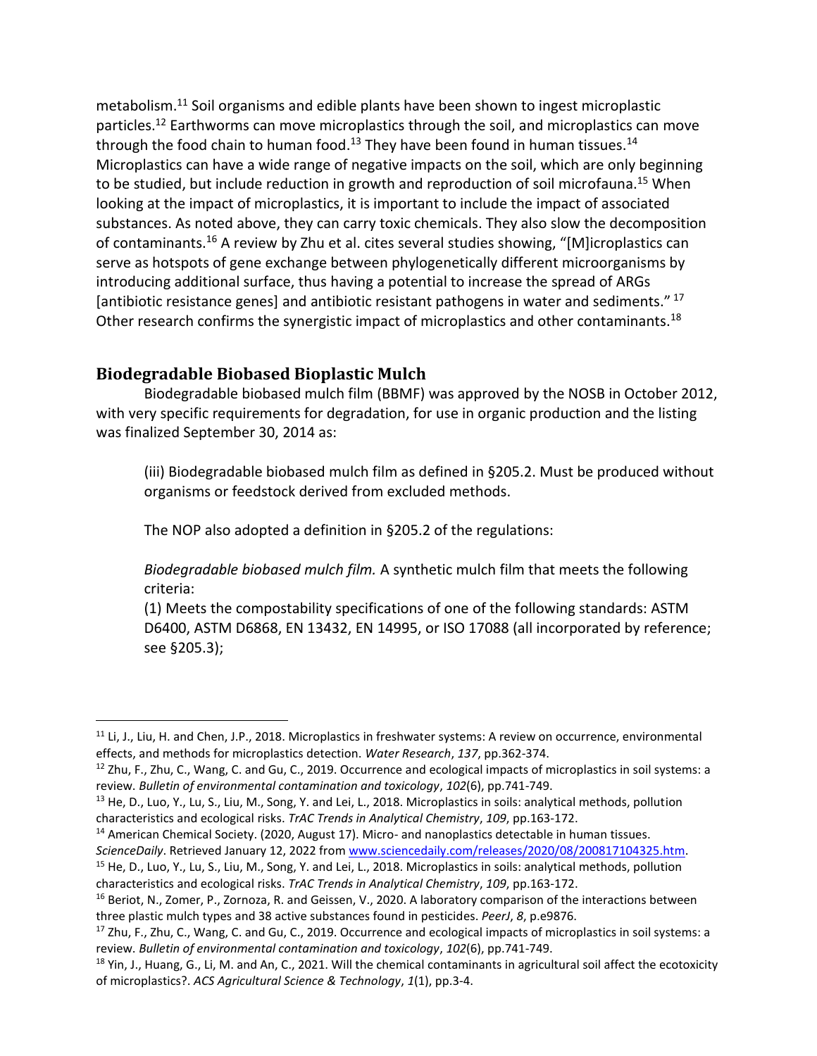metabolism.[11] Soil organisms and edible plants have been shown to ingest microplastic particles.[12] Earthworms can move microplastics through the soil, and microplastics can move through the food chain to human food.[13] They have been found in human tissues.[14] Microplastics can have a wide range of negative impacts on the soil, which are only beginning to be studied, but include reduction in growth and reproduction of soil microfauna.[15] When looking at the impact of microplastics, it is important to include the impact of associated substances. As noted above, they can carry toxic chemicals. They also slow the decomposition of contaminants.[16] A review by Zhu et al. cites several studies showing, "[M]icroplastics can serve as hotspots of gene exchange between phylogenetically different microorganisms by introducing additional surface, thus having a potential to increase the spread of ARGs [antibiotic resistance genes] and antibiotic resistant pathogens in water and sediments." [17] Other research confirms the synergistic impact of microplastics and other contaminants.[18]

## Biodegradable Biobased Bioplastic Mulch

Biodegradable biobased mulch film (BBMF) was approved by the NOSB in October 2012, with very specific requirements for degradation, for use in organic production and the listing was finalized September 30, 2014 as:

> (iii) Biodegradable biobased mulch film as defined in §205.2. Must be produced without organisms or feedstock derived from excluded methods.
>
> The NOP also adopted a definition in §205.2 of the regulations:
>
> *Biodegradable biobased mulch film.* A synthetic mulch film that meets the following criteria:
> (1) Meets the compostability specifications of one of the following standards: ASTM D6400, ASTM D6868, EN 13432, EN 14995, or ISO 17088 (all incorporated by reference; see §205.3);

---

[11] Li, J., Liu, H. and Chen, J.P., 2018. Microplastics in freshwater systems: A review on occurrence, environmental effects, and methods for microplastics detection. *Water Research*, *137*, pp.362-374.

[12] Zhu, F., Zhu, C., Wang, C. and Gu, C., 2019. Occurrence and ecological impacts of microplastics in soil systems: a review. *Bulletin of environmental contamination and toxicology*, *102*(6), pp.741-749.

[13] He, D., Luo, Y., Lu, S., Liu, M., Song, Y. and Lei, L., 2018. Microplastics in soils: analytical methods, pollution characteristics and ecological risks. *TrAC Trends in Analytical Chemistry*, *109*, pp.163-172.

[14] American Chemical Society. (2020, August 17). Micro- and nanoplastics detectable in human tissues. *ScienceDaily*. Retrieved January 12, 2022 from www.sciencedaily.com/releases/2020/08/200817104325.htm.

[15] He, D., Luo, Y., Lu, S., Liu, M., Song, Y. and Lei, L., 2018. Microplastics in soils: analytical methods, pollution characteristics and ecological risks. *TrAC Trends in Analytical Chemistry*, *109*, pp.163-172.

[16] Beriot, N., Zomer, P., Zornoza, R. and Geissen, V., 2020. A laboratory comparison of the interactions between three plastic mulch types and 38 active substances found in pesticides. *PeerJ*, *8*, p.e9876.

[17] Zhu, F., Zhu, C., Wang, C. and Gu, C., 2019. Occurrence and ecological impacts of microplastics in soil systems: a review. *Bulletin of environmental contamination and toxicology*, *102*(6), pp.741-749.

[18] Yin, J., Huang, G., Li, M. and An, C., 2021. Will the chemical contaminants in agricultural soil affect the ecotoxicity of microplastics?. *ACS Agricultural Science & Technology*, *1*(1), pp.3-4.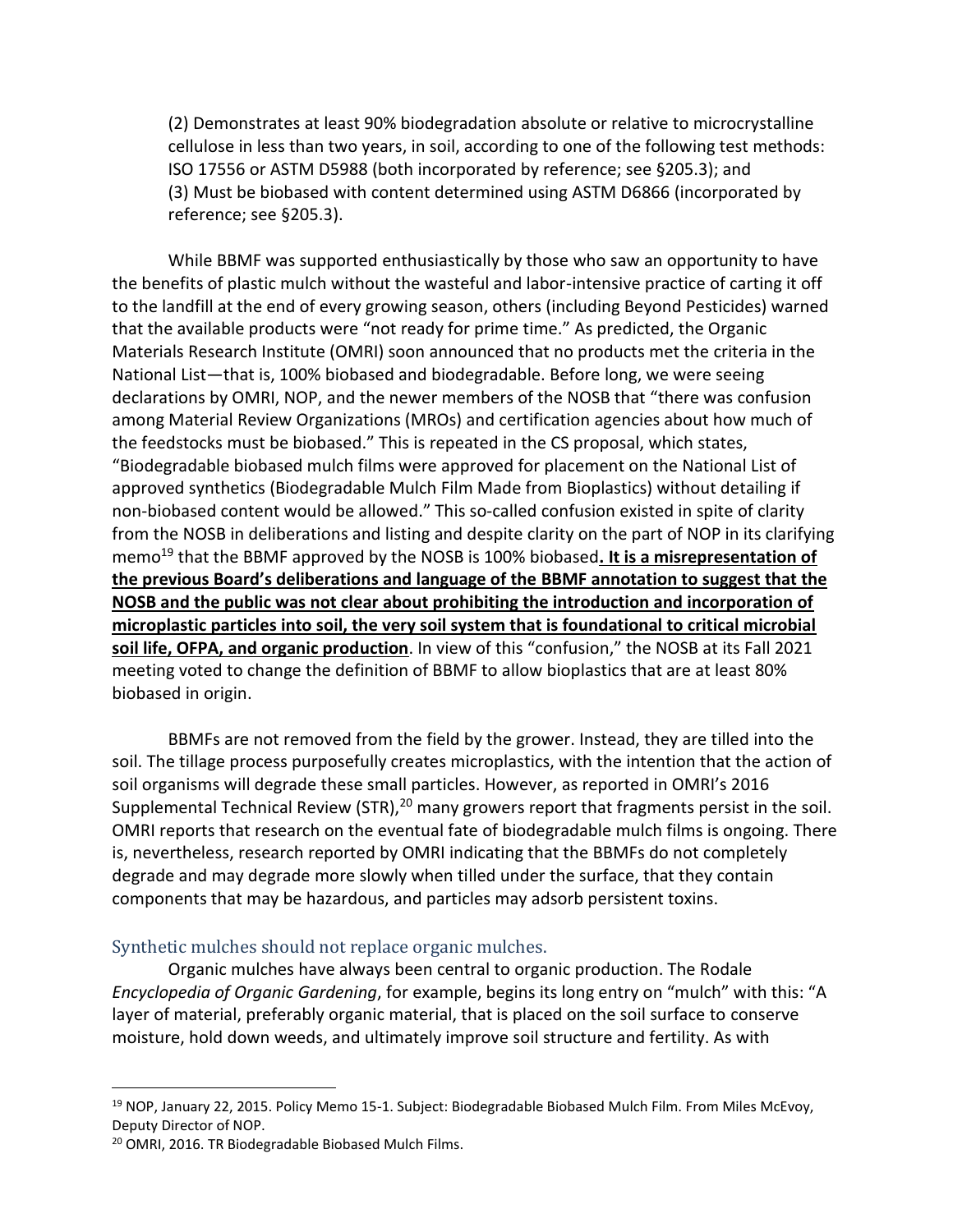(2) Demonstrates at least 90% biodegradation absolute or relative to microcrystalline cellulose in less than two years, in soil, according to one of the following test methods: ISO 17556 or ASTM D5988 (both incorporated by reference; see §205.3); and
(3) Must be biobased with content determined using ASTM D6866 (incorporated by reference; see §205.3).

While BBMF was supported enthusiastically by those who saw an opportunity to have the benefits of plastic mulch without the wasteful and labor-intensive practice of carting it off to the landfill at the end of every growing season, others (including Beyond Pesticides) warned that the available products were "not ready for prime time." As predicted, the Organic Materials Research Institute (OMRI) soon announced that no products met the criteria in the National List—that is, 100% biobased and biodegradable. Before long, we were seeing declarations by OMRI, NOP, and the newer members of the NOSB that "there was confusion among Material Review Organizations (MROs) and certification agencies about how much of the feedstocks must be biobased." This is repeated in the CS proposal, which states, "Biodegradable biobased mulch films were approved for placement on the National List of approved synthetics (Biodegradable Mulch Film Made from Bioplastics) without detailing if non-biobased content would be allowed." This so-called confusion existed in spite of clarity from the NOSB in deliberations and listing and despite clarity on the part of NOP in its clarifying memo[19] that the BBMF approved by the NOSB is 100% biobased**. It is a misrepresentation of the previous Board's deliberations and language of the BBMF annotation to suggest that the NOSB and the public was not clear about prohibiting the introduction and incorporation of microplastic particles into soil, the very soil system that is foundational to critical microbial soil life, OFPA, and organic production**. In view of this "confusion," the NOSB at its Fall 2021 meeting voted to change the definition of BBMF to allow bioplastics that are at least 80% biobased in origin.

BBMFs are not removed from the field by the grower. Instead, they are tilled into the soil. The tillage process purposefully creates microplastics, with the intention that the action of soil organisms will degrade these small particles. However, as reported in OMRI's 2016 Supplemental Technical Review (STR),[20] many growers report that fragments persist in the soil. OMRI reports that research on the eventual fate of biodegradable mulch films is ongoing. There is, nevertheless, research reported by OMRI indicating that the BBMFs do not completely degrade and may degrade more slowly when tilled under the surface, that they contain components that may be hazardous, and particles may adsorb persistent toxins.

## Synthetic mulches should not replace organic mulches.

Organic mulches have always been central to organic production. The Rodale *Encyclopedia of Organic Gardening*, for example, begins its long entry on "mulch" with this: "A layer of material, preferably organic material, that is placed on the soil surface to conserve moisture, hold down weeds, and ultimately improve soil structure and fertility. As with

---

[19] NOP, January 22, 2015. Policy Memo 15-1. Subject: Biodegradable Biobased Mulch Film. From Miles McEvoy, Deputy Director of NOP.

[20] OMRI, 2016. TR Biodegradable Biobased Mulch Films.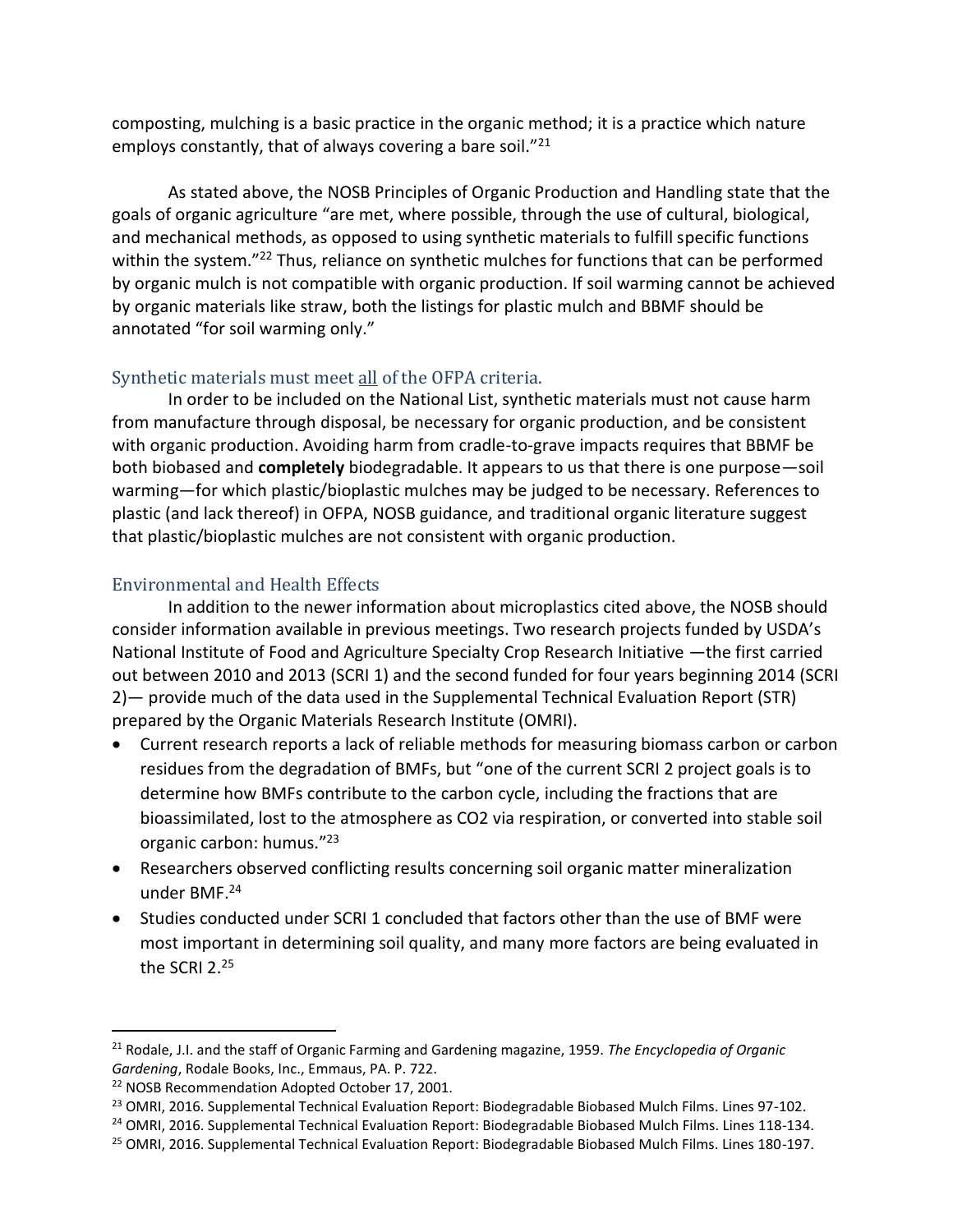composting, mulching is a basic practice in the organic method; it is a practice which nature employs constantly, that of always covering a bare soil."[21]

As stated above, the NOSB Principles of Organic Production and Handling state that the goals of organic agriculture "are met, where possible, through the use of cultural, biological, and mechanical methods, as opposed to using synthetic materials to fulfill specific functions within the system."[22] Thus, reliance on synthetic mulches for functions that can be performed by organic mulch is not compatible with organic production. If soil warming cannot be achieved by organic materials like straw, both the listings for plastic mulch and BBMF should be annotated "for soil warming only."

## Synthetic materials must meet all of the OFPA criteria.

In order to be included on the National List, synthetic materials must not cause harm from manufacture through disposal, be necessary for organic production, and be consistent with organic production. Avoiding harm from cradle-to-grave impacts requires that BBMF be both biobased and **completely** biodegradable. It appears to us that there is one purpose—soil warming—for which plastic/bioplastic mulches may be judged to be necessary. References to plastic (and lack thereof) in OFPA, NOSB guidance, and traditional organic literature suggest that plastic/bioplastic mulches are not consistent with organic production.

## Environmental and Health Effects

In addition to the newer information about microplastics cited above, the NOSB should consider information available in previous meetings. Two research projects funded by USDA's National Institute of Food and Agriculture Specialty Crop Research Initiative —the first carried out between 2010 and 2013 (SCRI 1) and the second funded for four years beginning 2014 (SCRI 2)— provide much of the data used in the Supplemental Technical Evaluation Report (STR) prepared by the Organic Materials Research Institute (OMRI).

- Current research reports a lack of reliable methods for measuring biomass carbon or carbon residues from the degradation of BMFs, but "one of the current SCRI 2 project goals is to determine how BMFs contribute to the carbon cycle, including the fractions that are bioassimilated, lost to the atmosphere as CO2 via respiration, or converted into stable soil organic carbon: humus."[23]
- Researchers observed conflicting results concerning soil organic matter mineralization under BMF.[24]
- Studies conducted under SCRI 1 concluded that factors other than the use of BMF were most important in determining soil quality, and many more factors are being evaluated in the SCRI 2.[25]

---

[21] Rodale, J.I. and the staff of Organic Farming and Gardening magazine, 1959. *The Encyclopedia of Organic Gardening*, Rodale Books, Inc., Emmaus, PA. P. 722.

[22] NOSB Recommendation Adopted October 17, 2001.

[23] OMRI, 2016. Supplemental Technical Evaluation Report: Biodegradable Biobased Mulch Films. Lines 97-102.

[24] OMRI, 2016. Supplemental Technical Evaluation Report: Biodegradable Biobased Mulch Films. Lines 118-134.

[25] OMRI, 2016. Supplemental Technical Evaluation Report: Biodegradable Biobased Mulch Films. Lines 180-197.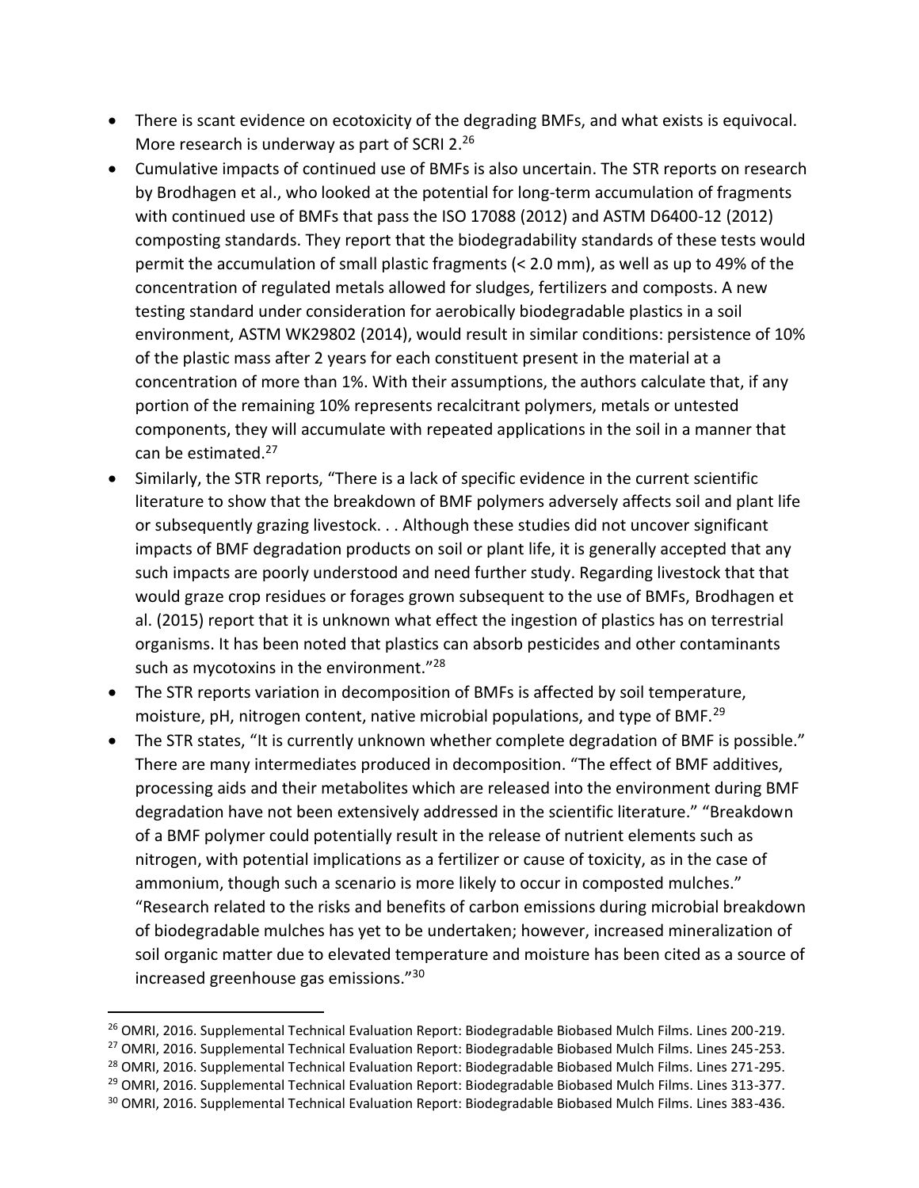- There is scant evidence on ecotoxicity of the degrading BMFs, and what exists is equivocal. More research is underway as part of SCRI 2.[26]
- Cumulative impacts of continued use of BMFs is also uncertain. The STR reports on research by Brodhagen et al., who looked at the potential for long-term accumulation of fragments with continued use of BMFs that pass the ISO 17088 (2012) and ASTM D6400-12 (2012) composting standards. They report that the biodegradability standards of these tests would permit the accumulation of small plastic fragments (< 2.0 mm), as well as up to 49% of the concentration of regulated metals allowed for sludges, fertilizers and composts. A new testing standard under consideration for aerobically biodegradable plastics in a soil environment, ASTM WK29802 (2014), would result in similar conditions: persistence of 10% of the plastic mass after 2 years for each constituent present in the material at a concentration of more than 1%. With their assumptions, the authors calculate that, if any portion of the remaining 10% represents recalcitrant polymers, metals or untested components, they will accumulate with repeated applications in the soil in a manner that can be estimated.[27]
- Similarly, the STR reports, "There is a lack of specific evidence in the current scientific literature to show that the breakdown of BMF polymers adversely affects soil and plant life or subsequently grazing livestock. . . Although these studies did not uncover significant impacts of BMF degradation products on soil or plant life, it is generally accepted that any such impacts are poorly understood and need further study. Regarding livestock that that would graze crop residues or forages grown subsequent to the use of BMFs, Brodhagen et al. (2015) report that it is unknown what effect the ingestion of plastics has on terrestrial organisms. It has been noted that plastics can absorb pesticides and other contaminants such as mycotoxins in the environment."[28]
- The STR reports variation in decomposition of BMFs is affected by soil temperature, moisture, pH, nitrogen content, native microbial populations, and type of BMF.[29]
- The STR states, "It is currently unknown whether complete degradation of BMF is possible." There are many intermediates produced in decomposition. "The effect of BMF additives, processing aids and their metabolites which are released into the environment during BMF degradation have not been extensively addressed in the scientific literature." "Breakdown of a BMF polymer could potentially result in the release of nutrient elements such as nitrogen, with potential implications as a fertilizer or cause of toxicity, as in the case of ammonium, though such a scenario is more likely to occur in composted mulches." "Research related to the risks and benefits of carbon emissions during microbial breakdown of biodegradable mulches has yet to be undertaken; however, increased mineralization of soil organic matter due to elevated temperature and moisture has been cited as a source of increased greenhouse gas emissions."[30]

---

[26] OMRI, 2016. Supplemental Technical Evaluation Report: Biodegradable Biobased Mulch Films. Lines 200-219.

[27] OMRI, 2016. Supplemental Technical Evaluation Report: Biodegradable Biobased Mulch Films. Lines 245-253.

[28] OMRI, 2016. Supplemental Technical Evaluation Report: Biodegradable Biobased Mulch Films. Lines 271-295.

[29] OMRI, 2016. Supplemental Technical Evaluation Report: Biodegradable Biobased Mulch Films. Lines 313-377.

[30] OMRI, 2016. Supplemental Technical Evaluation Report: Biodegradable Biobased Mulch Films. Lines 383-436.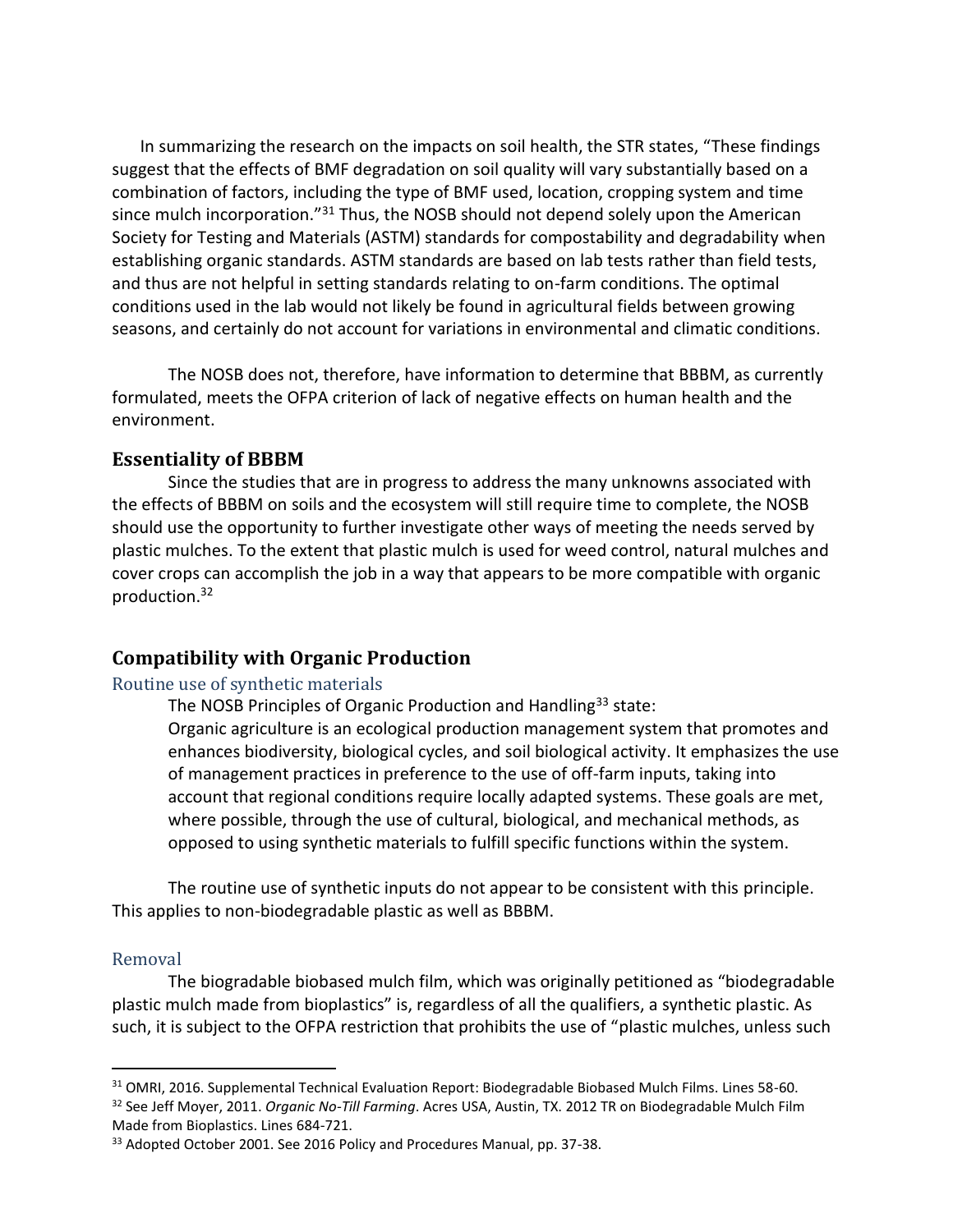In summarizing the research on the impacts on soil health, the STR states, "These findings suggest that the effects of BMF degradation on soil quality will vary substantially based on a combination of factors, including the type of BMF used, location, cropping system and time since mulch incorporation."[31] Thus, the NOSB should not depend solely upon the American Society for Testing and Materials (ASTM) standards for compostability and degradability when establishing organic standards. ASTM standards are based on lab tests rather than field tests, and thus are not helpful in setting standards relating to on-farm conditions. The optimal conditions used in the lab would not likely be found in agricultural fields between growing seasons, and certainly do not account for variations in environmental and climatic conditions.

The NOSB does not, therefore, have information to determine that BBBM, as currently formulated, meets the OFPA criterion of lack of negative effects on human health and the environment.

## Essentiality of BBBM

Since the studies that are in progress to address the many unknowns associated with the effects of BBBM on soils and the ecosystem will still require time to complete, the NOSB should use the opportunity to further investigate other ways of meeting the needs served by plastic mulches. To the extent that plastic mulch is used for weed control, natural mulches and cover crops can accomplish the job in a way that appears to be more compatible with organic production.[32]

## Compatibility with Organic Production

### Routine use of synthetic materials

The NOSB Principles of Organic Production and Handling[33] state:

> Organic agriculture is an ecological production management system that promotes and enhances biodiversity, biological cycles, and soil biological activity. It emphasizes the use of management practices in preference to the use of off-farm inputs, taking into account that regional conditions require locally adapted systems. These goals are met, where possible, through the use of cultural, biological, and mechanical methods, as opposed to using synthetic materials to fulfill specific functions within the system.

The routine use of synthetic inputs do not appear to be consistent with this principle. This applies to non-biodegradable plastic as well as BBBM.

### Removal

The biogradable biobased mulch film, which was originally petitioned as "biodegradable plastic mulch made from bioplastics" is, regardless of all the qualifiers, a synthetic plastic. As such, it is subject to the OFPA restriction that prohibits the use of "plastic mulches, unless such

---

[31] OMRI, 2016. Supplemental Technical Evaluation Report: Biodegradable Biobased Mulch Films. Lines 58-60.

[32] See Jeff Moyer, 2011. *Organic No-Till Farming*. Acres USA, Austin, TX. 2012 TR on Biodegradable Mulch Film Made from Bioplastics. Lines 684-721.

[33] Adopted October 2001. See 2016 Policy and Procedures Manual, pp. 37-38.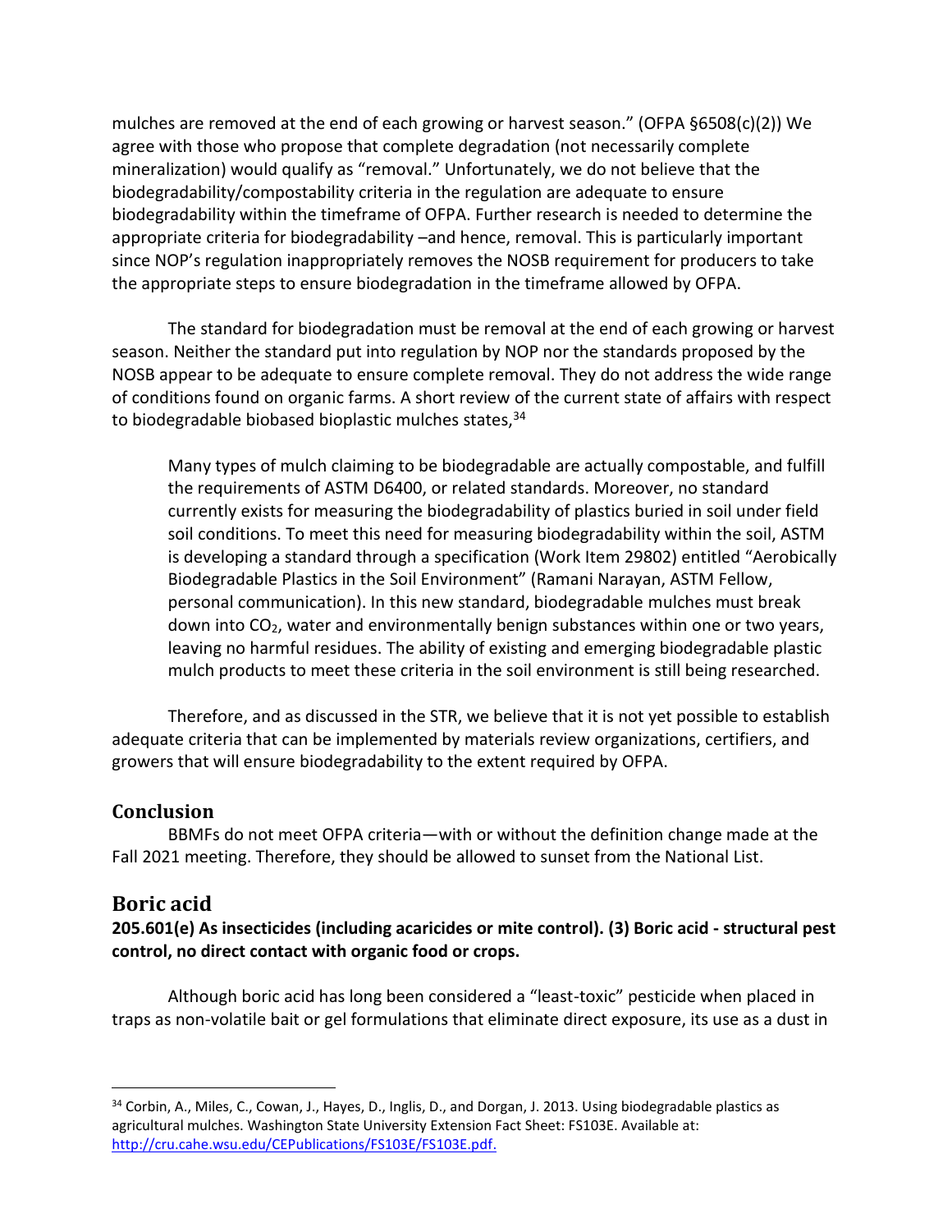mulches are removed at the end of each growing or harvest season." (OFPA §6508(c)(2)) We agree with those who propose that complete degradation (not necessarily complete mineralization) would qualify as "removal." Unfortunately, we do not believe that the biodegradability/compostability criteria in the regulation are adequate to ensure biodegradability within the timeframe of OFPA. Further research is needed to determine the appropriate criteria for biodegradability –and hence, removal. This is particularly important since NOP's regulation inappropriately removes the NOSB requirement for producers to take the appropriate steps to ensure biodegradation in the timeframe allowed by OFPA.

The standard for biodegradation must be removal at the end of each growing or harvest season. Neither the standard put into regulation by NOP nor the standards proposed by the NOSB appear to be adequate to ensure complete removal. They do not address the wide range of conditions found on organic farms. A short review of the current state of affairs with respect to biodegradable biobased bioplastic mulches states,[34]

> Many types of mulch claiming to be biodegradable are actually compostable, and fulfill the requirements of ASTM D6400, or related standards. Moreover, no standard currently exists for measuring the biodegradability of plastics buried in soil under field soil conditions. To meet this need for measuring biodegradability within the soil, ASTM is developing a standard through a specification (Work Item 29802) entitled "Aerobically Biodegradable Plastics in the Soil Environment" (Ramani Narayan, ASTM Fellow, personal communication). In this new standard, biodegradable mulches must break down into $CO_2$, water and environmentally benign substances within one or two years, leaving no harmful residues. The ability of existing and emerging biodegradable plastic mulch products to meet these criteria in the soil environment is still being researched.

Therefore, and as discussed in the STR, we believe that it is not yet possible to establish adequate criteria that can be implemented by materials review organizations, certifiers, and growers that will ensure biodegradability to the extent required by OFPA.

### Conclusion

BBMFs do not meet OFPA criteria—with or without the definition change made at the Fall 2021 meeting. Therefore, they should be allowed to sunset from the National List.

## Boric acid

**205.601(e) As insecticides (including acaricides or mite control). (3) Boric acid - structural pest control, no direct contact with organic food or crops.**

Although boric acid has long been considered a "least-toxic" pesticide when placed in traps as non-volatile bait or gel formulations that eliminate direct exposure, its use as a dust in

---

[34] Corbin, A., Miles, C., Cowan, J., Hayes, D., Inglis, D., and Dorgan, J. 2013. Using biodegradable plastics as agricultural mulches. Washington State University Extension Fact Sheet: FS103E. Available at: http://cru.cahe.wsu.edu/CEPublications/FS103E/FS103E.pdf.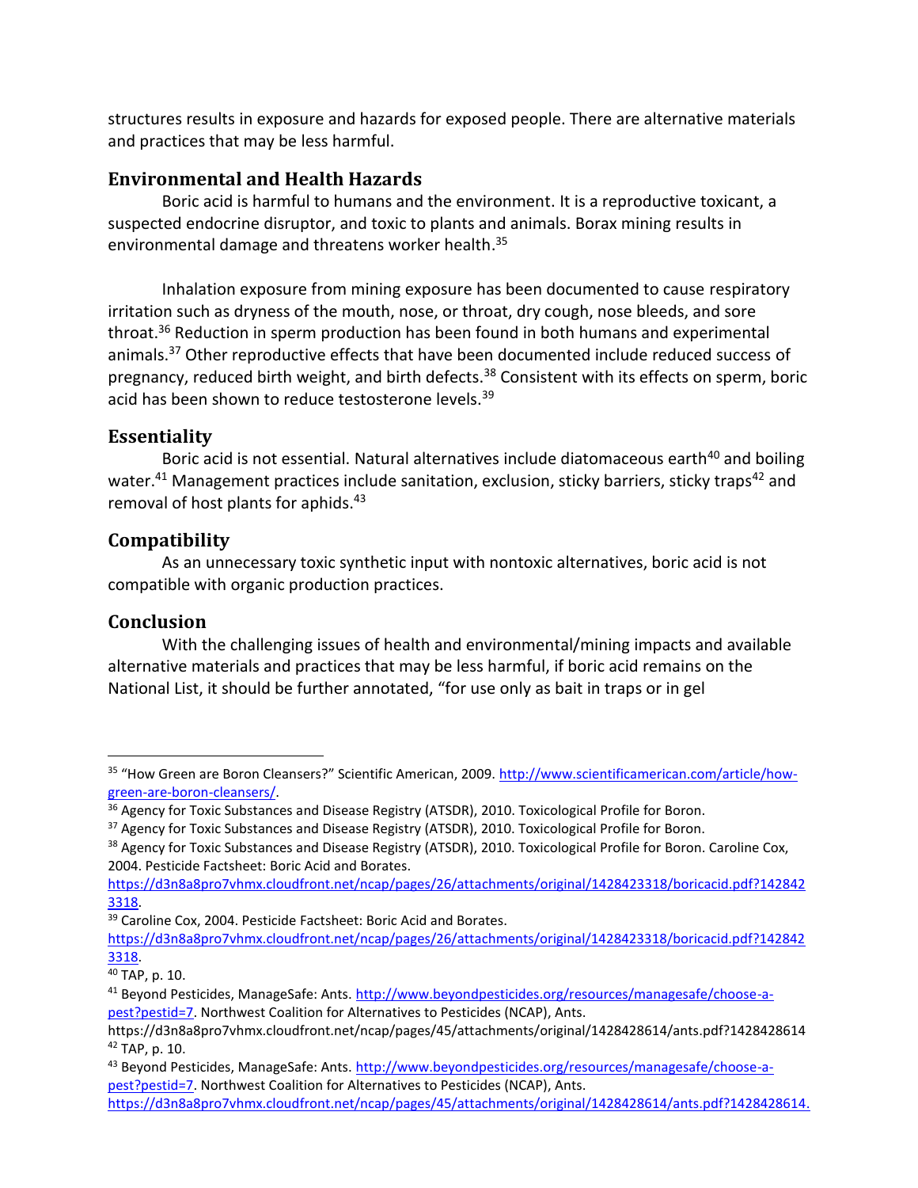structures results in exposure and hazards for exposed people. There are alternative materials and practices that may be less harmful.

## Environmental and Health Hazards

Boric acid is harmful to humans and the environment. It is a reproductive toxicant, a suspected endocrine disruptor, and toxic to plants and animals. Borax mining results in environmental damage and threatens worker health.[35]

Inhalation exposure from mining exposure has been documented to cause respiratory irritation such as dryness of the mouth, nose, or throat, dry cough, nose bleeds, and sore throat.[36] Reduction in sperm production has been found in both humans and experimental animals.[37] Other reproductive effects that have been documented include reduced success of pregnancy, reduced birth weight, and birth defects.[38] Consistent with its effects on sperm, boric acid has been shown to reduce testosterone levels.[39]

## Essentiality

Boric acid is not essential. Natural alternatives include diatomaceous earth[40] and boiling water.[41] Management practices include sanitation, exclusion, sticky barriers, sticky traps[42] and removal of host plants for aphids.[43]

## Compatibility

As an unnecessary toxic synthetic input with nontoxic alternatives, boric acid is not compatible with organic production practices.

## Conclusion

With the challenging issues of health and environmental/mining impacts and available alternative materials and practices that may be less harmful, if boric acid remains on the National List, it should be further annotated, "for use only as bait in traps or in gel

---

[35] "How Green are Boron Cleansers?" Scientific American, 2009. http://www.scientificamerican.com/article/how-green-are-boron-cleansers/.

[36] Agency for Toxic Substances and Disease Registry (ATSDR), 2010. Toxicological Profile for Boron.

[37] Agency for Toxic Substances and Disease Registry (ATSDR), 2010. Toxicological Profile for Boron.

[38] Agency for Toxic Substances and Disease Registry (ATSDR), 2010. Toxicological Profile for Boron. Caroline Cox, 2004. Pesticide Factsheet: Boric Acid and Borates. https://d3n8a8pro7vhmx.cloudfront.net/ncap/pages/26/attachments/original/1428423318/boricacid.pdf?1428423318.

[39] Caroline Cox, 2004. Pesticide Factsheet: Boric Acid and Borates. https://d3n8a8pro7vhmx.cloudfront.net/ncap/pages/26/attachments/original/1428423318/boricacid.pdf?1428423318.

[40] TAP, p. 10.

[41] Beyond Pesticides, ManageSafe: Ants. http://www.beyondpesticides.org/resources/managesafe/choose-a-pest?pestid=7. Northwest Coalition for Alternatives to Pesticides (NCAP), Ants. https://d3n8a8pro7vhmx.cloudfront.net/ncap/pages/45/attachments/original/1428428614/ants.pdf?1428428614

[42] TAP, p. 10.

[43] Beyond Pesticides, ManageSafe: Ants. http://www.beyondpesticides.org/resources/managesafe/choose-a-pest?pestid=7. Northwest Coalition for Alternatives to Pesticides (NCAP), Ants. https://d3n8a8pro7vhmx.cloudfront.net/ncap/pages/45/attachments/original/1428428614/ants.pdf?1428428614.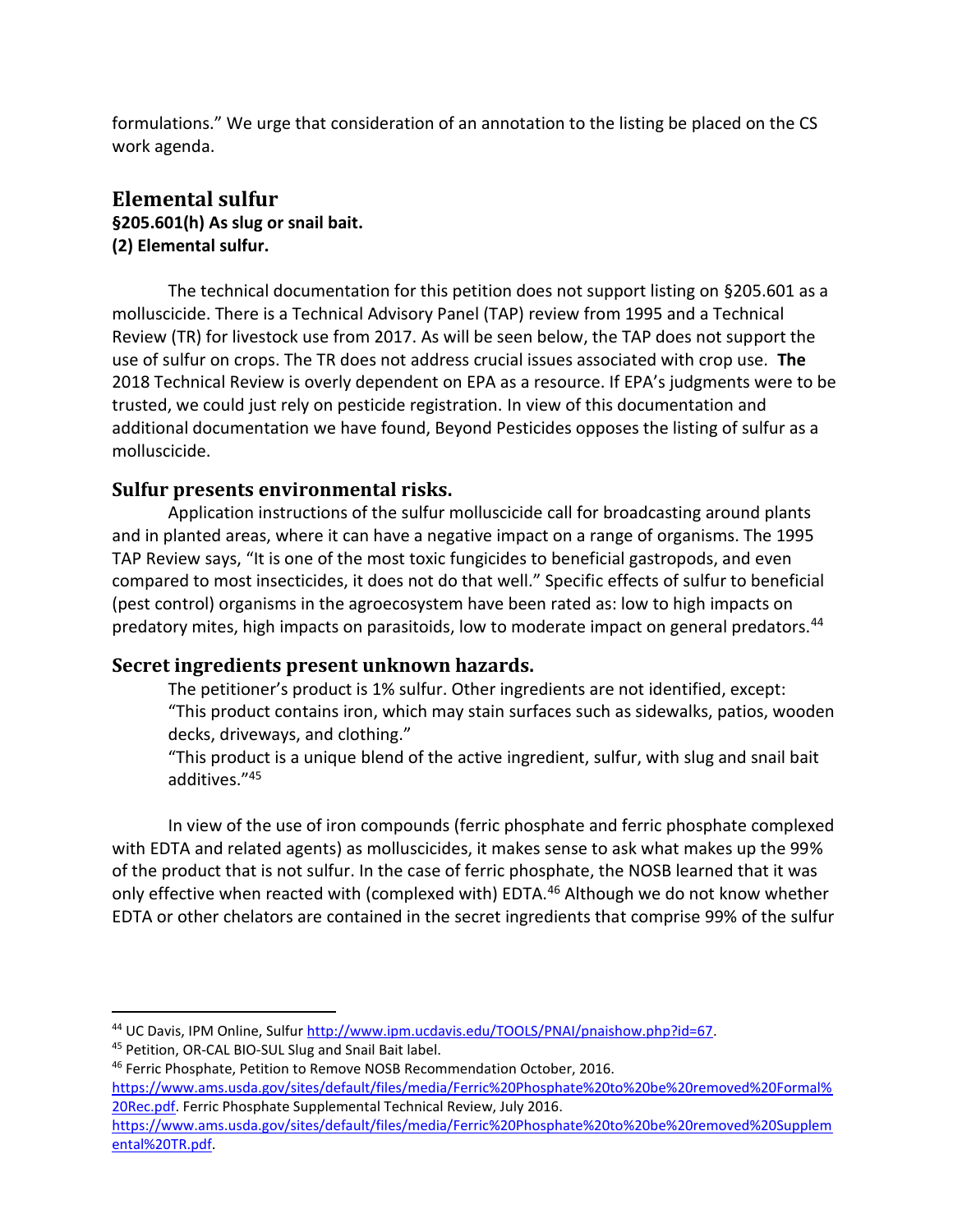formulations." We urge that consideration of an annotation to the listing be placed on the CS work agenda.

## Elemental sulfur

**§205.601(h) As slug or snail bait.**
**(2) Elemental sulfur.**

The technical documentation for this petition does not support listing on §205.601 as a molluscicide. There is a Technical Advisory Panel (TAP) review from 1995 and a Technical Review (TR) for livestock use from 2017. As will be seen below, the TAP does not support the use of sulfur on crops. The TR does not address crucial issues associated with crop use. **The** 2018 Technical Review is overly dependent on EPA as a resource. If EPA's judgments were to be trusted, we could just rely on pesticide registration. In view of this documentation and additional documentation we have found, Beyond Pesticides opposes the listing of sulfur as a molluscicide.

### Sulfur presents environmental risks.

Application instructions of the sulfur molluscicide call for broadcasting around plants and in planted areas, where it can have a negative impact on a range of organisms. The 1995 TAP Review says, "It is one of the most toxic fungicides to beneficial gastropods, and even compared to most insecticides, it does not do that well." Specific effects of sulfur to beneficial (pest control) organisms in the agroecosystem have been rated as: low to high impacts on predatory mites, high impacts on parasitoids, low to moderate impact on general predators.[44]

### Secret ingredients present unknown hazards.

The petitioner's product is 1% sulfur. Other ingredients are not identified, except:
"This product contains iron, which may stain surfaces such as sidewalks, patios, wooden decks, driveways, and clothing."
"This product is a unique blend of the active ingredient, sulfur, with slug and snail bait additives."[45]

In view of the use of iron compounds (ferric phosphate and ferric phosphate complexed with EDTA and related agents) as molluscicides, it makes sense to ask what makes up the 99% of the product that is not sulfur. In the case of ferric phosphate, the NOSB learned that it was only effective when reacted with (complexed with) EDTA.[46] Although we do not know whether EDTA or other chelators are contained in the secret ingredients that comprise 99% of the sulfur

---

[44] UC Davis, IPM Online, Sulfur http://www.ipm.ucdavis.edu/TOOLS/PNAI/pnaishow.php?id=67.

[45] Petition, OR-CAL BIO-SUL Slug and Snail Bait label.

[46] Ferric Phosphate, Petition to Remove NOSB Recommendation October, 2016. https://www.ams.usda.gov/sites/default/files/media/Ferric%20Phosphate%20to%20be%20removed%20Formal%20Rec.pdf. Ferric Phosphate Supplemental Technical Review, July 2016. https://www.ams.usda.gov/sites/default/files/media/Ferric%20Phosphate%20to%20be%20removed%20Supplemental%20TR.pdf.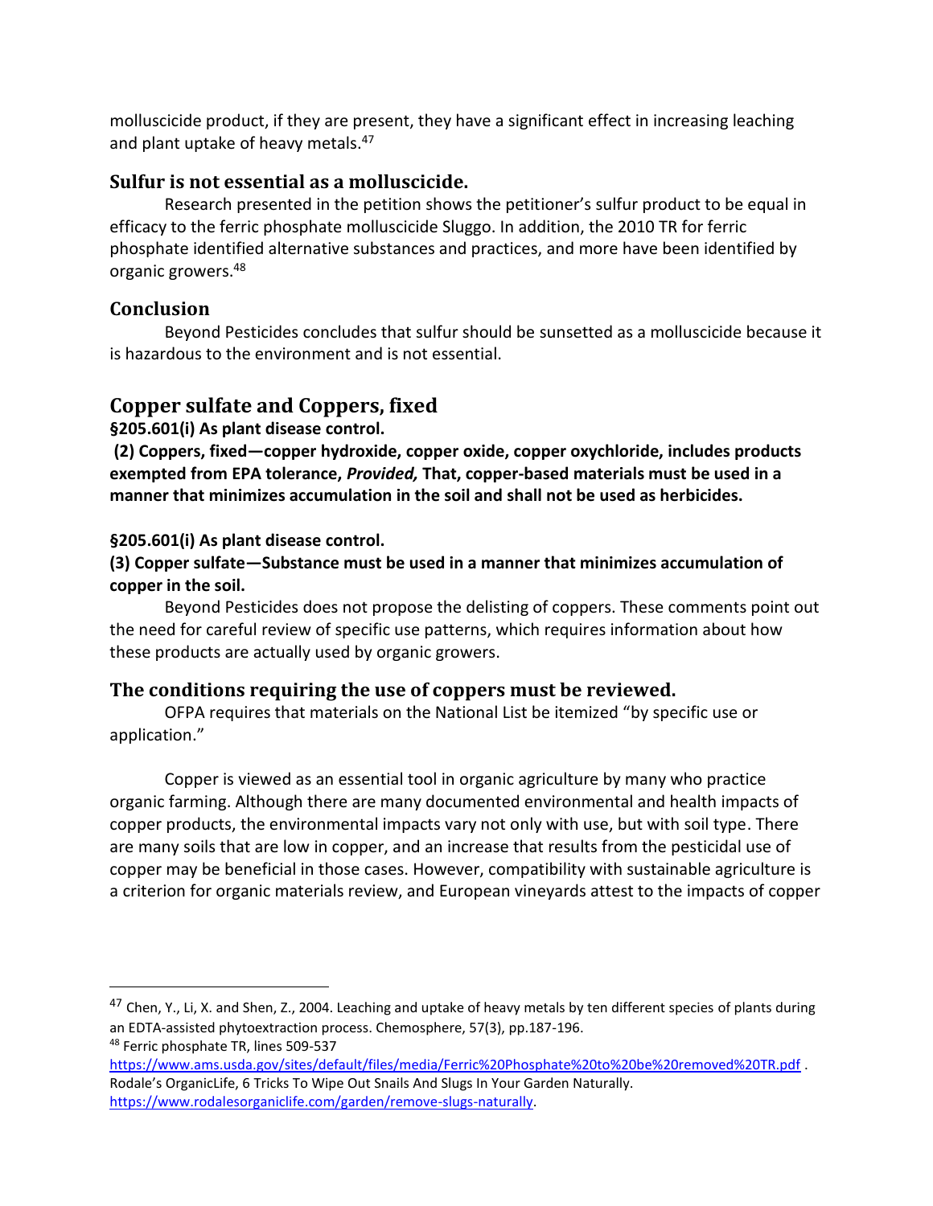molluscicide product, if they are present, they have a significant effect in increasing leaching and plant uptake of heavy metals.[47]

### Sulfur is not essential as a molluscicide.

Research presented in the petition shows the petitioner's sulfur product to be equal in efficacy to the ferric phosphate molluscicide Sluggo. In addition, the 2010 TR for ferric phosphate identified alternative substances and practices, and more have been identified by organic growers.[48]

### Conclusion

Beyond Pesticides concludes that sulfur should be sunsetted as a molluscicide because it is hazardous to the environment and is not essential.

## Copper sulfate and Coppers, fixed

**§205.601(i) As plant disease control.**

**(2) Coppers, fixed—copper hydroxide, copper oxide, copper oxychloride, includes products exempted from EPA tolerance, *Provided,* That, copper-based materials must be used in a manner that minimizes accumulation in the soil and shall not be used as herbicides.**

**§205.601(i) As plant disease control.**

**(3) Copper sulfate—Substance must be used in a manner that minimizes accumulation of copper in the soil.**

Beyond Pesticides does not propose the delisting of coppers. These comments point out the need for careful review of specific use patterns, which requires information about how these products are actually used by organic growers.

### The conditions requiring the use of coppers must be reviewed.

OFPA requires that materials on the National List be itemized "by specific use or application."

Copper is viewed as an essential tool in organic agriculture by many who practice organic farming. Although there are many documented environmental and health impacts of copper products, the environmental impacts vary not only with use, but with soil type. There are many soils that are low in copper, and an increase that results from the pesticidal use of copper may be beneficial in those cases. However, compatibility with sustainable agriculture is a criterion for organic materials review, and European vineyards attest to the impacts of copper

---

[47] Chen, Y., Li, X. and Shen, Z., 2004. Leaching and uptake of heavy metals by ten different species of plants during an EDTA-assisted phytoextraction process. Chemosphere, 57(3), pp.187-196.

[48] Ferric phosphate TR, lines 509-537 https://www.ams.usda.gov/sites/default/files/media/Ferric%20Phosphate%20to%20be%20removed%20TR.pdf . Rodale's OrganicLife, 6 Tricks To Wipe Out Snails And Slugs In Your Garden Naturally. https://www.rodalesorganiclife.com/garden/remove-slugs-naturally.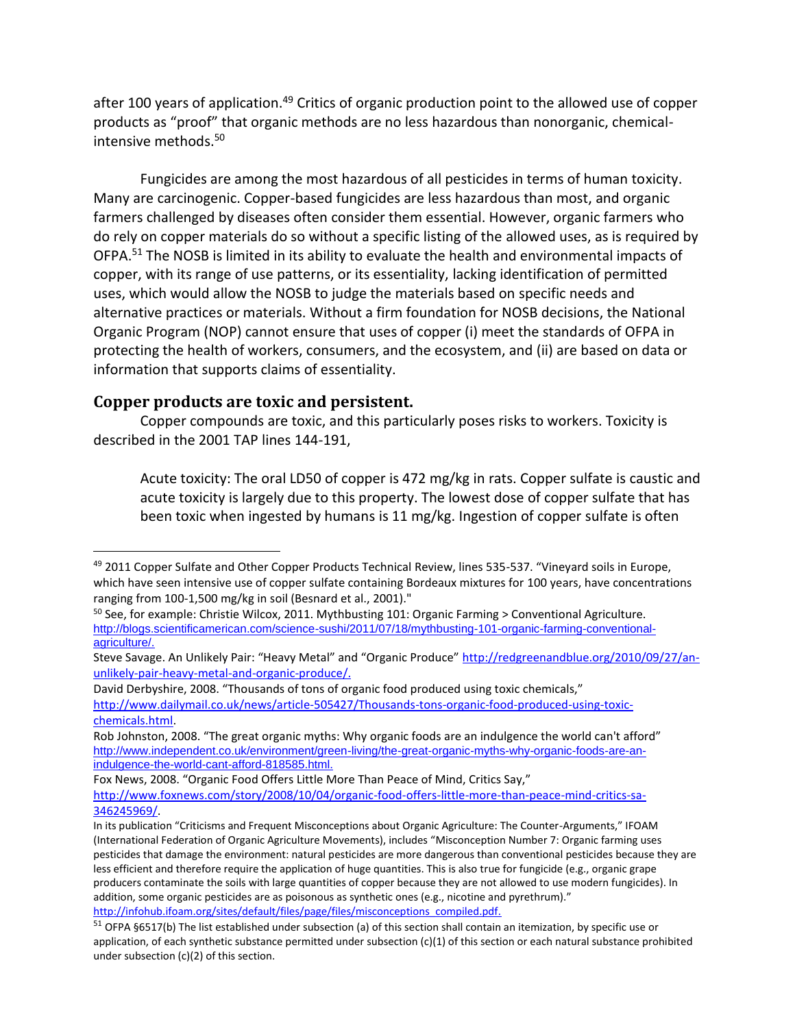after 100 years of application.[49] Critics of organic production point to the allowed use of copper products as "proof" that organic methods are no less hazardous than nonorganic, chemical-intensive methods.[50]

Fungicides are among the most hazardous of all pesticides in terms of human toxicity. Many are carcinogenic. Copper-based fungicides are less hazardous than most, and organic farmers challenged by diseases often consider them essential. However, organic farmers who do rely on copper materials do so without a specific listing of the allowed uses, as is required by OFPA.[51] The NOSB is limited in its ability to evaluate the health and environmental impacts of copper, with its range of use patterns, or its essentiality, lacking identification of permitted uses, which would allow the NOSB to judge the materials based on specific needs and alternative practices or materials. Without a firm foundation for NOSB decisions, the National Organic Program (NOP) cannot ensure that uses of copper (i) meet the standards of OFPA in protecting the health of workers, consumers, and the ecosystem, and (ii) are based on data or information that supports claims of essentiality.

## Copper products are toxic and persistent.

Copper compounds are toxic, and this particularly poses risks to workers. Toxicity is described in the 2001 TAP lines 144-191,

> Acute toxicity: The oral LD50 of copper is 472 mg/kg in rats. Copper sulfate is caustic and acute toxicity is largely due to this property. The lowest dose of copper sulfate that has been toxic when ingested by humans is 11 mg/kg. Ingestion of copper sulfate is often

---

[49] 2011 Copper Sulfate and Other Copper Products Technical Review, lines 535-537. "Vineyard soils in Europe, which have seen intensive use of copper sulfate containing Bordeaux mixtures for 100 years, have concentrations ranging from 100-1,500 mg/kg in soil (Besnard et al., 2001)."

[50] See, for example: Christie Wilcox, 2011. Mythbusting 101: Organic Farming > Conventional Agriculture. http://blogs.scientificamerican.com/science-sushi/2011/07/18/mythbusting-101-organic-farming-conventional-agriculture/.

Steve Savage. An Unlikely Pair: "Heavy Metal" and "Organic Produce" http://redgreenandblue.org/2010/09/27/an-unlikely-pair-heavy-metal-and-organic-produce/.

David Derbyshire, 2008. "Thousands of tons of organic food produced using toxic chemicals," http://www.dailymail.co.uk/news/article-505427/Thousands-tons-organic-food-produced-using-toxic-chemicals.html.

Rob Johnston, 2008. "The great organic myths: Why organic foods are an indulgence the world can't afford" http://www.independent.co.uk/environment/green-living/the-great-organic-myths-why-organic-foods-are-an-indulgence-the-world-cant-afford-818585.html.

Fox News, 2008. "Organic Food Offers Little More Than Peace of Mind, Critics Say," http://www.foxnews.com/story/2008/10/04/organic-food-offers-little-more-than-peace-mind-critics-sa-346245969/.

In its publication "Criticisms and Frequent Misconceptions about Organic Agriculture: The Counter-Arguments," IFOAM (International Federation of Organic Agriculture Movements), includes "Misconception Number 7: Organic farming uses pesticides that damage the environment: natural pesticides are more dangerous than conventional pesticides because they are less efficient and therefore require the application of huge quantities. This is also true for fungicide (e.g., organic grape producers contaminate the soils with large quantities of copper because they are not allowed to use modern fungicides). In addition, some organic pesticides are as poisonous as synthetic ones (e.g., nicotine and pyrethrum)." http://infohub.ifoam.org/sites/default/files/page/files/misconceptions_compiled.pdf.

[51] OFPA §6517(b) The list established under subsection (a) of this section shall contain an itemization, by specific use or application, of each synthetic substance permitted under subsection (c)(1) of this section or each natural substance prohibited under subsection (c)(2) of this section.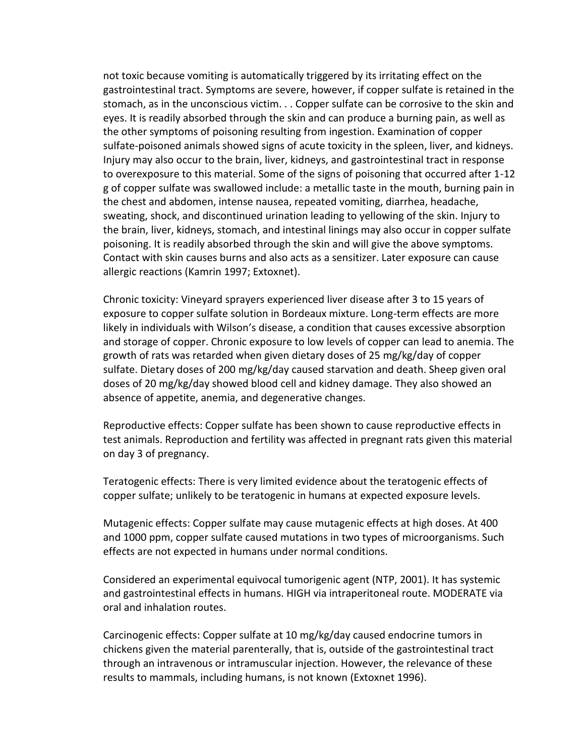not toxic because vomiting is automatically triggered by its irritating effect on the gastrointestinal tract. Symptoms are severe, however, if copper sulfate is retained in the stomach, as in the unconscious victim. . . Copper sulfate can be corrosive to the skin and eyes. It is readily absorbed through the skin and can produce a burning pain, as well as the other symptoms of poisoning resulting from ingestion. Examination of copper sulfate-poisoned animals showed signs of acute toxicity in the spleen, liver, and kidneys. Injury may also occur to the brain, liver, kidneys, and gastrointestinal tract in response to overexposure to this material. Some of the signs of poisoning that occurred after 1-12 g of copper sulfate was swallowed include: a metallic taste in the mouth, burning pain in the chest and abdomen, intense nausea, repeated vomiting, diarrhea, headache, sweating, shock, and discontinued urination leading to yellowing of the skin. Injury to the brain, liver, kidneys, stomach, and intestinal linings may also occur in copper sulfate poisoning. It is readily absorbed through the skin and will give the above symptoms. Contact with skin causes burns and also acts as a sensitizer. Later exposure can cause allergic reactions (Kamrin 1997; Extoxnet).

Chronic toxicity: Vineyard sprayers experienced liver disease after 3 to 15 years of exposure to copper sulfate solution in Bordeaux mixture. Long-term effects are more likely in individuals with Wilson's disease, a condition that causes excessive absorption and storage of copper. Chronic exposure to low levels of copper can lead to anemia. The growth of rats was retarded when given dietary doses of 25 mg/kg/day of copper sulfate. Dietary doses of 200 mg/kg/day caused starvation and death. Sheep given oral doses of 20 mg/kg/day showed blood cell and kidney damage. They also showed an absence of appetite, anemia, and degenerative changes.

Reproductive effects: Copper sulfate has been shown to cause reproductive effects in test animals. Reproduction and fertility was affected in pregnant rats given this material on day 3 of pregnancy.

Teratogenic effects: There is very limited evidence about the teratogenic effects of copper sulfate; unlikely to be teratogenic in humans at expected exposure levels.

Mutagenic effects: Copper sulfate may cause mutagenic effects at high doses. At 400 and 1000 ppm, copper sulfate caused mutations in two types of microorganisms. Such effects are not expected in humans under normal conditions.

Considered an experimental equivocal tumorigenic agent (NTP, 2001). It has systemic and gastrointestinal effects in humans. HIGH via intraperitoneal route. MODERATE via oral and inhalation routes.

Carcinogenic effects: Copper sulfate at 10 mg/kg/day caused endocrine tumors in chickens given the material parenterally, that is, outside of the gastrointestinal tract through an intravenous or intramuscular injection. However, the relevance of these results to mammals, including humans, is not known (Extoxnet 1996).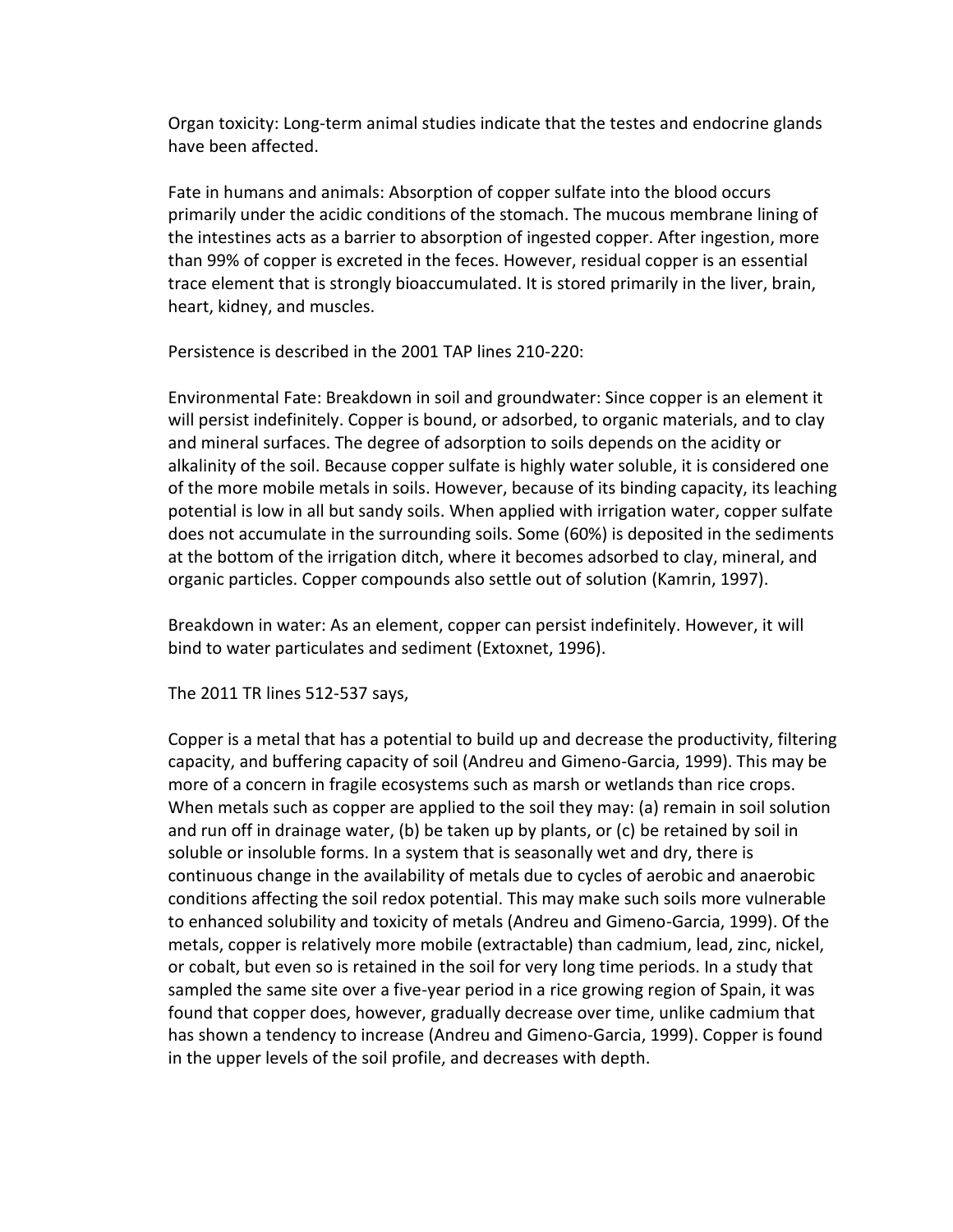Organ toxicity: Long-term animal studies indicate that the testes and endocrine glands have been affected.

Fate in humans and animals: Absorption of copper sulfate into the blood occurs primarily under the acidic conditions of the stomach. The mucous membrane lining of the intestines acts as a barrier to absorption of ingested copper. After ingestion, more than 99% of copper is excreted in the feces. However, residual copper is an essential trace element that is strongly bioaccumulated. It is stored primarily in the liver, brain, heart, kidney, and muscles.

Persistence is described in the 2001 TAP lines 210-220:

Environmental Fate: Breakdown in soil and groundwater: Since copper is an element it will persist indefinitely. Copper is bound, or adsorbed, to organic materials, and to clay and mineral surfaces. The degree of adsorption to soils depends on the acidity or alkalinity of the soil. Because copper sulfate is highly water soluble, it is considered one of the more mobile metals in soils. However, because of its binding capacity, its leaching potential is low in all but sandy soils. When applied with irrigation water, copper sulfate does not accumulate in the surrounding soils. Some (60%) is deposited in the sediments at the bottom of the irrigation ditch, where it becomes adsorbed to clay, mineral, and organic particles. Copper compounds also settle out of solution (Kamrin, 1997).

Breakdown in water: As an element, copper can persist indefinitely. However, it will bind to water particulates and sediment (Extoxnet, 1996).

The 2011 TR lines 512-537 says,

Copper is a metal that has a potential to build up and decrease the productivity, filtering capacity, and buffering capacity of soil (Andreu and Gimeno-Garcia, 1999). This may be more of a concern in fragile ecosystems such as marsh or wetlands than rice crops. When metals such as copper are applied to the soil they may: (a) remain in soil solution and run off in drainage water, (b) be taken up by plants, or (c) be retained by soil in soluble or insoluble forms. In a system that is seasonally wet and dry, there is continuous change in the availability of metals due to cycles of aerobic and anaerobic conditions affecting the soil redox potential. This may make such soils more vulnerable to enhanced solubility and toxicity of metals (Andreu and Gimeno-Garcia, 1999). Of the metals, copper is relatively more mobile (extractable) than cadmium, lead, zinc, nickel, or cobalt, but even so is retained in the soil for very long time periods. In a study that sampled the same site over a five-year period in a rice growing region of Spain, it was found that copper does, however, gradually decrease over time, unlike cadmium that has shown a tendency to increase (Andreu and Gimeno-Garcia, 1999). Copper is found in the upper levels of the soil profile, and decreases with depth.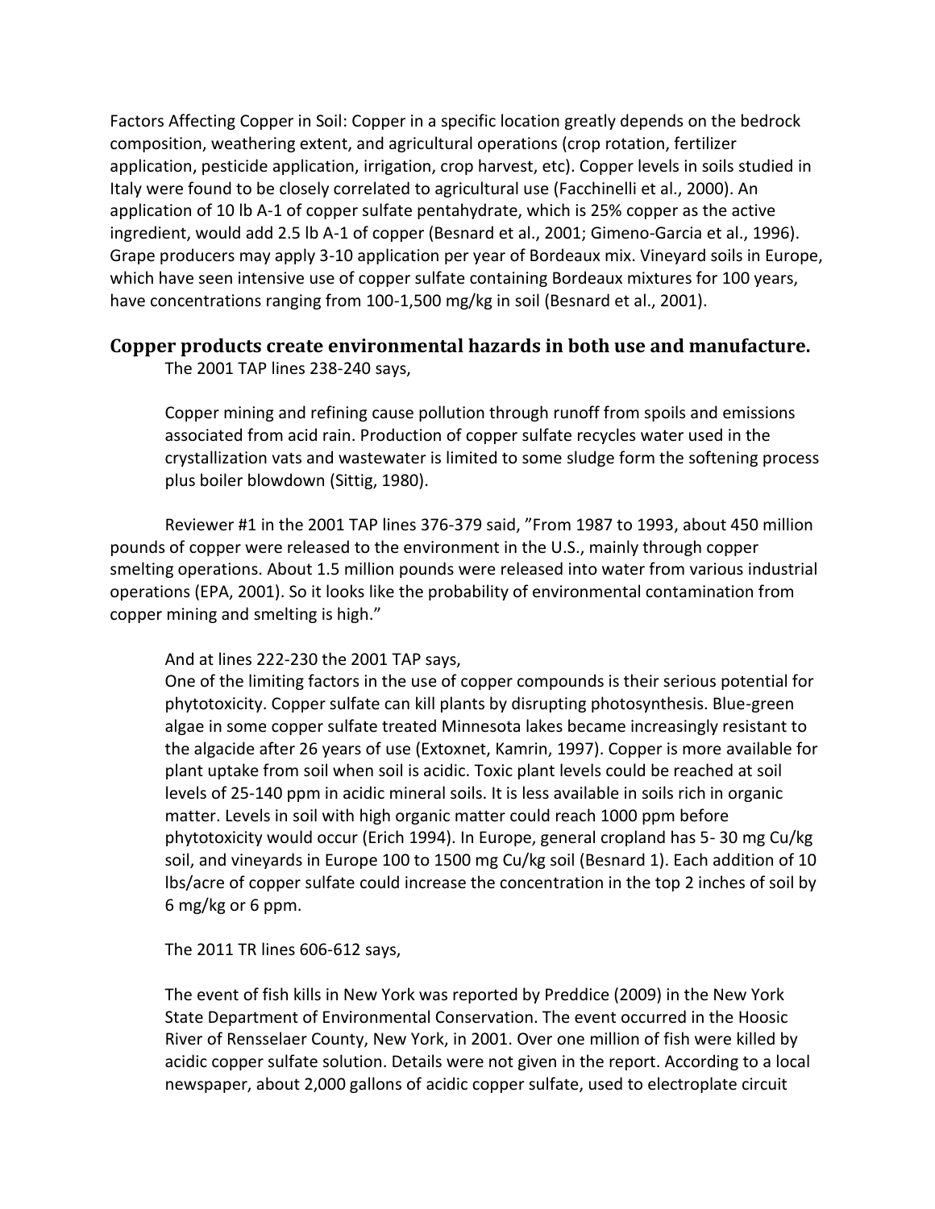Factors Affecting Copper in Soil: Copper in a specific location greatly depends on the bedrock composition, weathering extent, and agricultural operations (crop rotation, fertilizer application, pesticide application, irrigation, crop harvest, etc). Copper levels in soils studied in Italy were found to be closely correlated to agricultural use (Facchinelli et al., 2000). An application of 10 lb A-1 of copper sulfate pentahydrate, which is 25% copper as the active ingredient, would add 2.5 lb A-1 of copper (Besnard et al., 2001; Gimeno-Garcia et al., 1996). Grape producers may apply 3-10 application per year of Bordeaux mix. Vineyard soils in Europe, which have seen intensive use of copper sulfate containing Bordeaux mixtures for 100 years, have concentrations ranging from 100-1,500 mg/kg in soil (Besnard et al., 2001).

## Copper products create environmental hazards in both use and manufacture.

The 2001 TAP lines 238-240 says,

> Copper mining and refining cause pollution through runoff from spoils and emissions associated from acid rain. Production of copper sulfate recycles water used in the crystallization vats and wastewater is limited to some sludge form the softening process plus boiler blowdown (Sittig, 1980).

Reviewer #1 in the 2001 TAP lines 376-379 said, "From 1987 to 1993, about 450 million pounds of copper were released to the environment in the U.S., mainly through copper smelting operations. About 1.5 million pounds were released into water from various industrial operations (EPA, 2001). So it looks like the probability of environmental contamination from copper mining and smelting is high."

And at lines 222-230 the 2001 TAP says,

> One of the limiting factors in the use of copper compounds is their serious potential for phytotoxicity. Copper sulfate can kill plants by disrupting photosynthesis. Blue-green algae in some copper sulfate treated Minnesota lakes became increasingly resistant to the algacide after 26 years of use (Extoxnet, Kamrin, 1997). Copper is more available for plant uptake from soil when soil is acidic. Toxic plant levels could be reached at soil levels of 25-140 ppm in acidic mineral soils. It is less available in soils rich in organic matter. Levels in soil with high organic matter could reach 1000 ppm before phytotoxicity would occur (Erich 1994). In Europe, general cropland has 5- 30 mg Cu/kg soil, and vineyards in Europe 100 to 1500 mg Cu/kg soil (Besnard 1). Each addition of 10 lbs/acre of copper sulfate could increase the concentration in the top 2 inches of soil by 6 mg/kg or 6 ppm.

The 2011 TR lines 606-612 says,

> The event of fish kills in New York was reported by Preddice (2009) in the New York State Department of Environmental Conservation. The event occurred in the Hoosic River of Rensselaer County, New York, in 2001. Over one million of fish were killed by acidic copper sulfate solution. Details were not given in the report. According to a local newspaper, about 2,000 gallons of acidic copper sulfate, used to electroplate circuit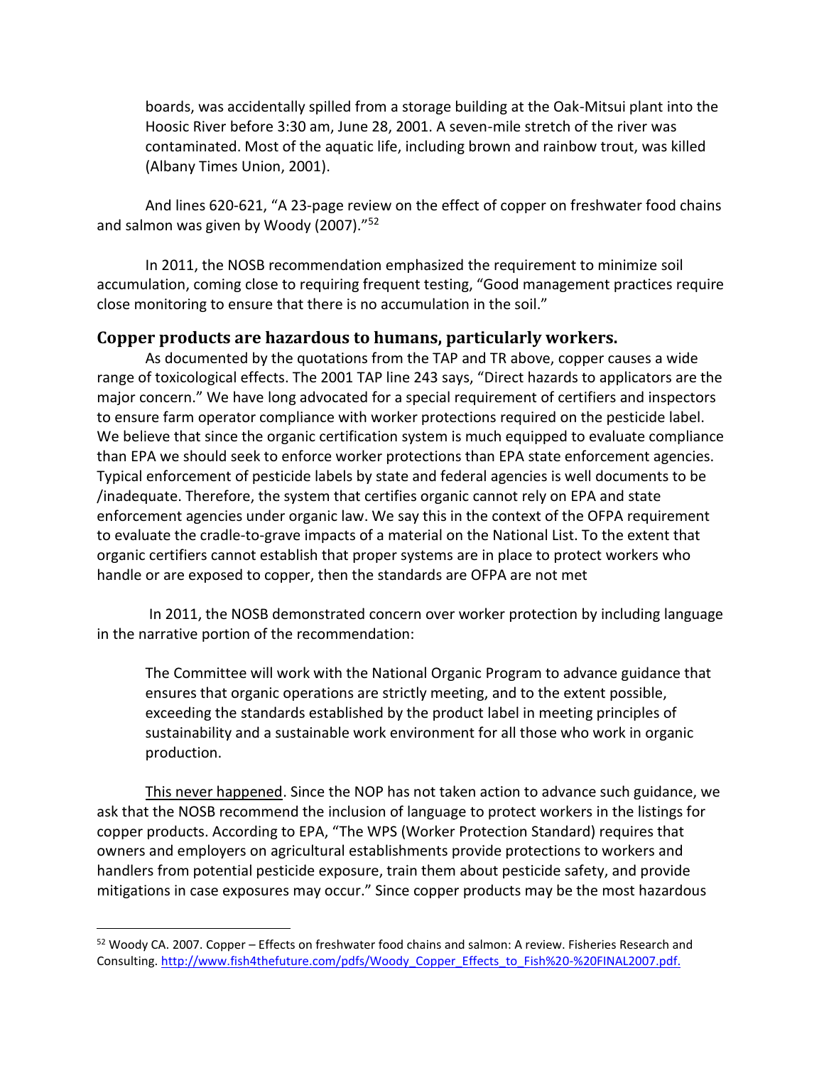boards, was accidentally spilled from a storage building at the Oak-Mitsui plant into the Hoosic River before 3:30 am, June 28, 2001. A seven-mile stretch of the river was contaminated. Most of the aquatic life, including brown and rainbow trout, was killed (Albany Times Union, 2001).

And lines 620-621, "A 23-page review on the effect of copper on freshwater food chains and salmon was given by Woody (2007)."[52]

In 2011, the NOSB recommendation emphasized the requirement to minimize soil accumulation, coming close to requiring frequent testing, "Good management practices require close monitoring to ensure that there is no accumulation in the soil."

## Copper products are hazardous to humans, particularly workers.

As documented by the quotations from the TAP and TR above, copper causes a wide range of toxicological effects. The 2001 TAP line 243 says, "Direct hazards to applicators are the major concern." We have long advocated for a special requirement of certifiers and inspectors to ensure farm operator compliance with worker protections required on the pesticide label. We believe that since the organic certification system is much equipped to evaluate compliance than EPA we should seek to enforce worker protections than EPA state enforcement agencies. Typical enforcement of pesticide labels by state and federal agencies is well documents to be /inadequate. Therefore, the system that certifies organic cannot rely on EPA and state enforcement agencies under organic law. We say this in the context of the OFPA requirement to evaluate the cradle-to-grave impacts of a material on the National List. To the extent that organic certifiers cannot establish that proper systems are in place to protect workers who handle or are exposed to copper, then the standards are OFPA are not met

In 2011, the NOSB demonstrated concern over worker protection by including language in the narrative portion of the recommendation:

> The Committee will work with the National Organic Program to advance guidance that ensures that organic operations are strictly meeting, and to the extent possible, exceeding the standards established by the product label in meeting principles of sustainability and a sustainable work environment for all those who work in organic production.

This never happened. Since the NOP has not taken action to advance such guidance, we ask that the NOSB recommend the inclusion of language to protect workers in the listings for copper products. According to EPA, "The WPS (Worker Protection Standard) requires that owners and employers on agricultural establishments provide protections to workers and handlers from potential pesticide exposure, train them about pesticide safety, and provide mitigations in case exposures may occur." Since copper products may be the most hazardous

[52] Woody CA. 2007. Copper – Effects on freshwater food chains and salmon: A review. Fisheries Research and Consulting. http://www.fish4thefuture.com/pdfs/Woody_Copper_Effects_to_Fish%20-%20FINAL2007.pdf.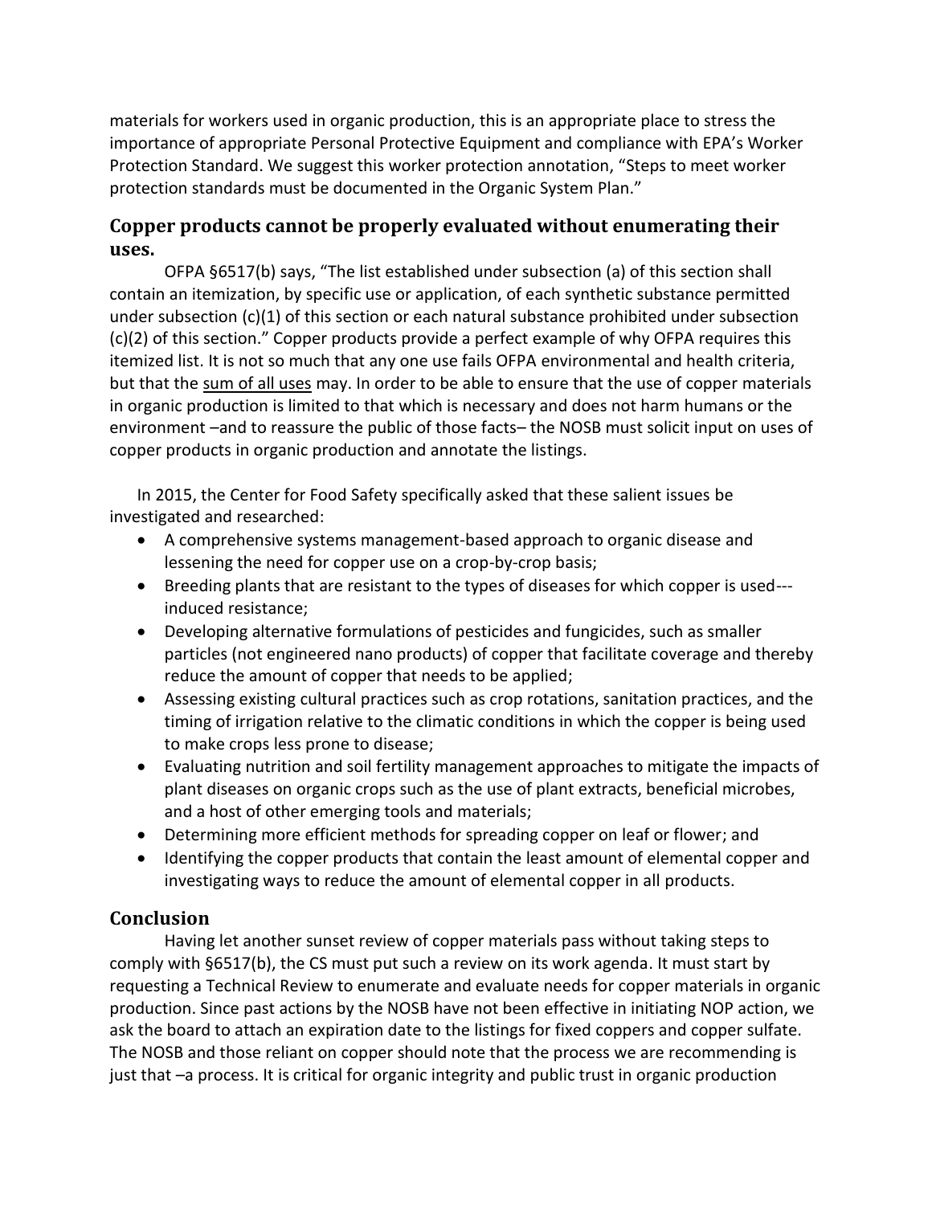materials for workers used in organic production, this is an appropriate place to stress the importance of appropriate Personal Protective Equipment and compliance with EPA's Worker Protection Standard. We suggest this worker protection annotation, "Steps to meet worker protection standards must be documented in the Organic System Plan."

## Copper products cannot be properly evaluated without enumerating their uses.

OFPA §6517(b) says, "The list established under subsection (a) of this section shall contain an itemization, by specific use or application, of each synthetic substance permitted under subsection (c)(1) of this section or each natural substance prohibited under subsection (c)(2) of this section." Copper products provide a perfect example of why OFPA requires this itemized list. It is not so much that any one use fails OFPA environmental and health criteria, but that the <u>sum of all uses</u> may. In order to be able to ensure that the use of copper materials in organic production is limited to that which is necessary and does not harm humans or the environment –and to reassure the public of those facts– the NOSB must solicit input on uses of copper products in organic production and annotate the listings.

In 2015, the Center for Food Safety specifically asked that these salient issues be investigated and researched:

- A comprehensive systems management-based approach to organic disease and lessening the need for copper use on a crop-by-crop basis;
- Breeding plants that are resistant to the types of diseases for which copper is used---induced resistance;
- Developing alternative formulations of pesticides and fungicides, such as smaller particles (not engineered nano products) of copper that facilitate coverage and thereby reduce the amount of copper that needs to be applied;
- Assessing existing cultural practices such as crop rotations, sanitation practices, and the timing of irrigation relative to the climatic conditions in which the copper is being used to make crops less prone to disease;
- Evaluating nutrition and soil fertility management approaches to mitigate the impacts of plant diseases on organic crops such as the use of plant extracts, beneficial microbes, and a host of other emerging tools and materials;
- Determining more efficient methods for spreading copper on leaf or flower; and
- Identifying the copper products that contain the least amount of elemental copper and investigating ways to reduce the amount of elemental copper in all products.

## Conclusion

Having let another sunset review of copper materials pass without taking steps to comply with §6517(b), the CS must put such a review on its work agenda. It must start by requesting a Technical Review to enumerate and evaluate needs for copper materials in organic production. Since past actions by the NOSB have not been effective in initiating NOP action, we ask the board to attach an expiration date to the listings for fixed coppers and copper sulfate. The NOSB and those reliant on copper should note that the process we are recommending is just that –a process. It is critical for organic integrity and public trust in organic production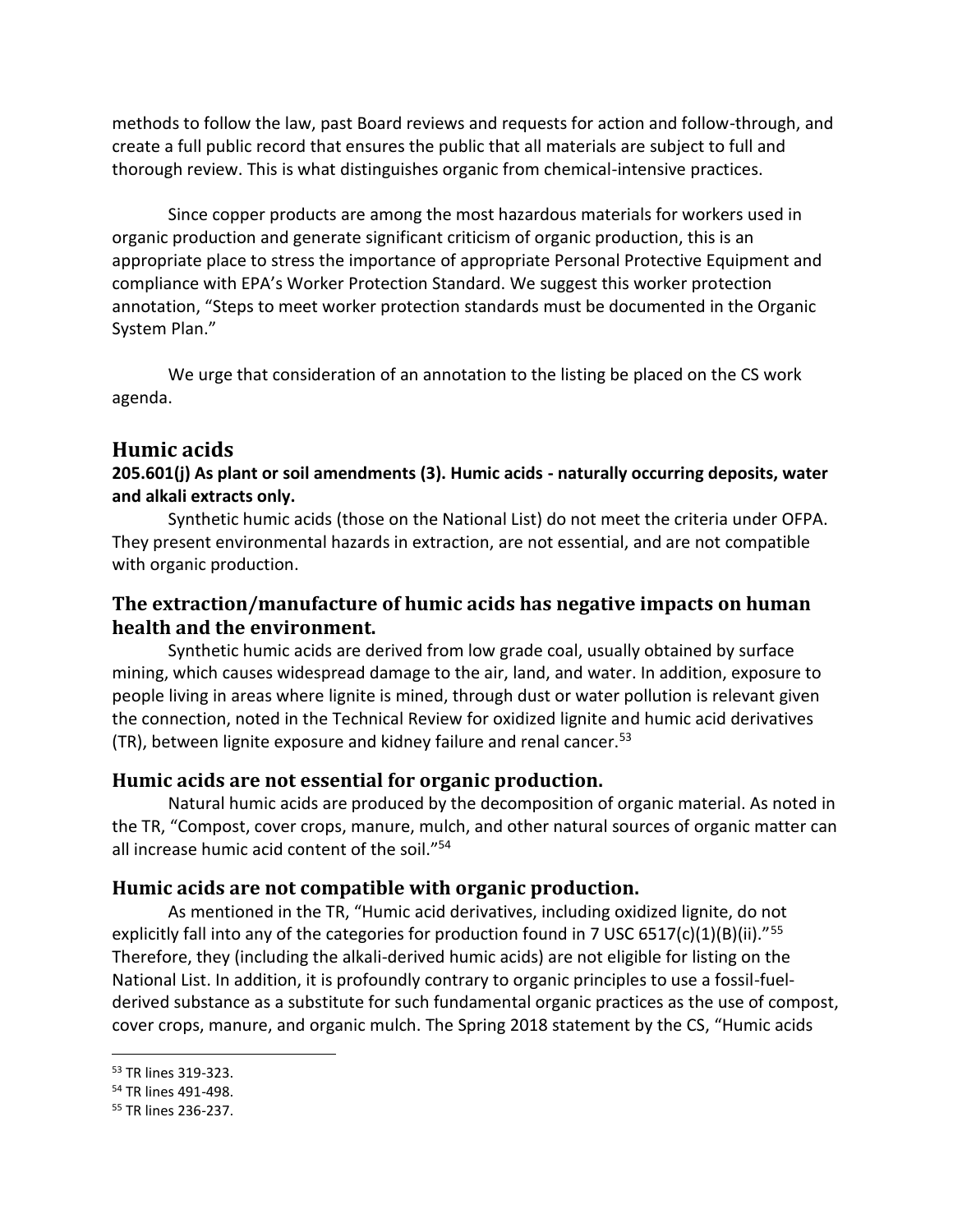methods to follow the law, past Board reviews and requests for action and follow-through, and create a full public record that ensures the public that all materials are subject to full and thorough review. This is what distinguishes organic from chemical-intensive practices.

Since copper products are among the most hazardous materials for workers used in organic production and generate significant criticism of organic production, this is an appropriate place to stress the importance of appropriate Personal Protective Equipment and compliance with EPA's Worker Protection Standard. We suggest this worker protection annotation, "Steps to meet worker protection standards must be documented in the Organic System Plan."

We urge that consideration of an annotation to the listing be placed on the CS work agenda.

## Humic acids

**205.601(j) As plant or soil amendments (3). Humic acids - naturally occurring deposits, water and alkali extracts only.**

Synthetic humic acids (those on the National List) do not meet the criteria under OFPA. They present environmental hazards in extraction, are not essential, and are not compatible with organic production.

### The extraction/manufacture of humic acids has negative impacts on human health and the environment.

Synthetic humic acids are derived from low grade coal, usually obtained by surface mining, which causes widespread damage to the air, land, and water. In addition, exposure to people living in areas where lignite is mined, through dust or water pollution is relevant given the connection, noted in the Technical Review for oxidized lignite and humic acid derivatives (TR), between lignite exposure and kidney failure and renal cancer.[53]

### Humic acids are not essential for organic production.

Natural humic acids are produced by the decomposition of organic material. As noted in the TR, "Compost, cover crops, manure, mulch, and other natural sources of organic matter can all increase humic acid content of the soil."[54]

### Humic acids are not compatible with organic production.

As mentioned in the TR, "Humic acid derivatives, including oxidized lignite, do not explicitly fall into any of the categories for production found in 7 USC 6517(c)(1)(B)(ii)."[55] Therefore, they (including the alkali-derived humic acids) are not eligible for listing on the National List. In addition, it is profoundly contrary to organic principles to use a fossil-fuel-derived substance as a substitute for such fundamental organic practices as the use of compost, cover crops, manure, and organic mulch. The Spring 2018 statement by the CS, "Humic acids

---

[53] TR lines 319-323.

[54] TR lines 491-498.

[55] TR lines 236-237.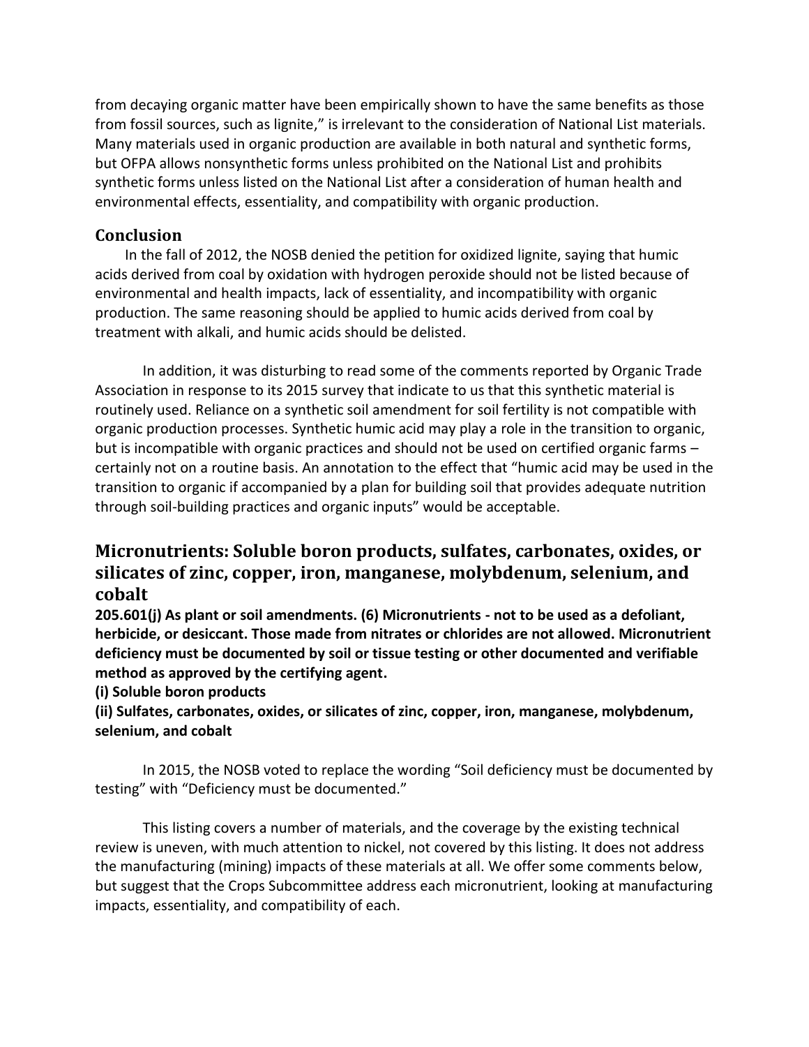from decaying organic matter have been empirically shown to have the same benefits as those from fossil sources, such as lignite," is irrelevant to the consideration of National List materials. Many materials used in organic production are available in both natural and synthetic forms, but OFPA allows nonsynthetic forms unless prohibited on the National List and prohibits synthetic forms unless listed on the National List after a consideration of human health and environmental effects, essentiality, and compatibility with organic production.

### Conclusion

In the fall of 2012, the NOSB denied the petition for oxidized lignite, saying that humic acids derived from coal by oxidation with hydrogen peroxide should not be listed because of environmental and health impacts, lack of essentiality, and incompatibility with organic production. The same reasoning should be applied to humic acids derived from coal by treatment with alkali, and humic acids should be delisted.

In addition, it was disturbing to read some of the comments reported by Organic Trade Association in response to its 2015 survey that indicate to us that this synthetic material is routinely used. Reliance on a synthetic soil amendment for soil fertility is not compatible with organic production processes. Synthetic humic acid may play a role in the transition to organic, but is incompatible with organic practices and should not be used on certified organic farms – certainly not on a routine basis. An annotation to the effect that "humic acid may be used in the transition to organic if accompanied by a plan for building soil that provides adequate nutrition through soil-building practices and organic inputs" would be acceptable.

## Micronutrients: Soluble boron products, sulfates, carbonates, oxides, or silicates of zinc, copper, iron, manganese, molybdenum, selenium, and cobalt

**205.601(j) As plant or soil amendments. (6) Micronutrients - not to be used as a defoliant, herbicide, or desiccant. Those made from nitrates or chlorides are not allowed. Micronutrient deficiency must be documented by soil or tissue testing or other documented and verifiable method as approved by the certifying agent.**

**(i) Soluble boron products**

**(ii) Sulfates, carbonates, oxides, or silicates of zinc, copper, iron, manganese, molybdenum, selenium, and cobalt**

In 2015, the NOSB voted to replace the wording "Soil deficiency must be documented by testing" with "Deficiency must be documented."

This listing covers a number of materials, and the coverage by the existing technical review is uneven, with much attention to nickel, not covered by this listing. It does not address the manufacturing (mining) impacts of these materials at all. We offer some comments below, but suggest that the Crops Subcommittee address each micronutrient, looking at manufacturing impacts, essentiality, and compatibility of each.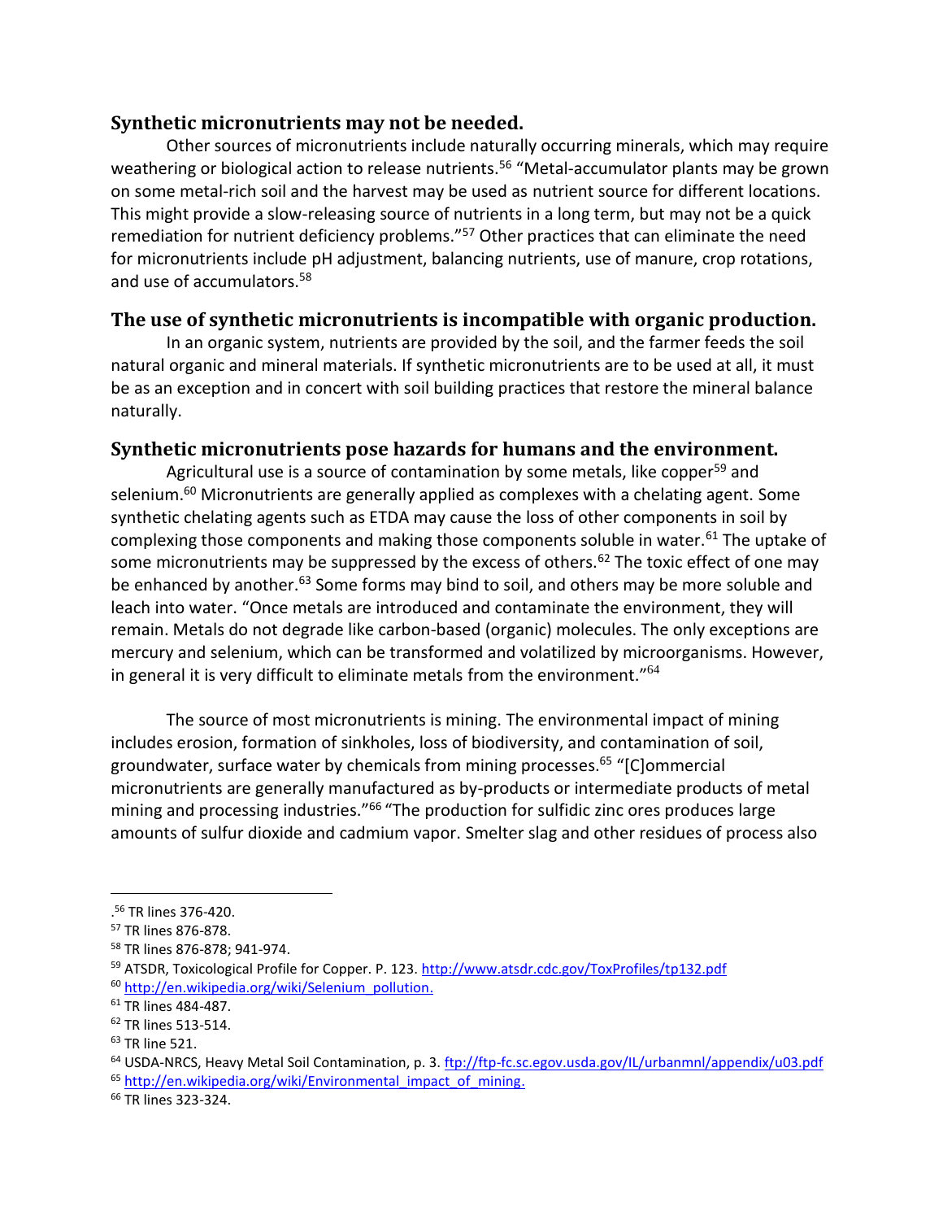## Synthetic micronutrients may not be needed.

Other sources of micronutrients include naturally occurring minerals, which may require weathering or biological action to release nutrients.[56] "Metal-accumulator plants may be grown on some metal-rich soil and the harvest may be used as nutrient source for different locations. This might provide a slow-releasing source of nutrients in a long term, but may not be a quick remediation for nutrient deficiency problems."[57] Other practices that can eliminate the need for micronutrients include pH adjustment, balancing nutrients, use of manure, crop rotations, and use of accumulators.[58]

## The use of synthetic micronutrients is incompatible with organic production.

In an organic system, nutrients are provided by the soil, and the farmer feeds the soil natural organic and mineral materials. If synthetic micronutrients are to be used at all, it must be as an exception and in concert with soil building practices that restore the mineral balance naturally.

## Synthetic micronutrients pose hazards for humans and the environment.

Agricultural use is a source of contamination by some metals, like copper[59] and selenium.[60] Micronutrients are generally applied as complexes with a chelating agent. Some synthetic chelating agents such as ETDA may cause the loss of other components in soil by complexing those components and making those components soluble in water.[61] The uptake of some micronutrients may be suppressed by the excess of others.[62] The toxic effect of one may be enhanced by another.[63] Some forms may bind to soil, and others may be more soluble and leach into water. "Once metals are introduced and contaminate the environment, they will remain. Metals do not degrade like carbon-based (organic) molecules. The only exceptions are mercury and selenium, which can be transformed and volatilized by microorganisms. However, in general it is very difficult to eliminate metals from the environment."[64]

The source of most micronutrients is mining. The environmental impact of mining includes erosion, formation of sinkholes, loss of biodiversity, and contamination of soil, groundwater, surface water by chemicals from mining processes.[65] "[C]ommercial micronutrients are generally manufactured as by-products or intermediate products of metal mining and processing industries."[66] "The production for sulfidic zinc ores produces large amounts of sulfur dioxide and cadmium vapor. Smelter slag and other residues of process also

---

.[56] TR lines 376-420.

[57] TR lines 876-878.

[58] TR lines 876-878; 941-974.

[59] ATSDR, Toxicological Profile for Copper. P. 123. http://www.atsdr.cdc.gov/ToxProfiles/tp132.pdf

[60] http://en.wikipedia.org/wiki/Selenium_pollution.

[61] TR lines 484-487.

[62] TR lines 513-514.

[63] TR line 521.

[64] USDA-NRCS, Heavy Metal Soil Contamination, p. 3. ftp://ftp-fc.sc.egov.usda.gov/IL/urbanmnl/appendix/u03.pdf

[65] http://en.wikipedia.org/wiki/Environmental_impact_of_mining.

[66] TR lines 323-324.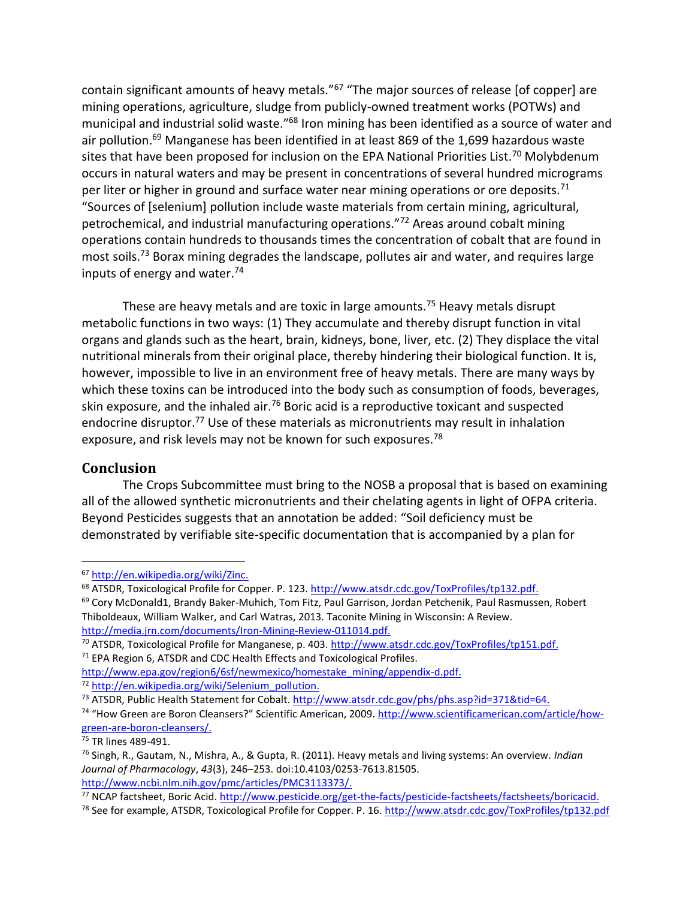contain significant amounts of heavy metals."[67] "The major sources of release [of copper] are mining operations, agriculture, sludge from publicly-owned treatment works (POTWs) and municipal and industrial solid waste."[68] Iron mining has been identified as a source of water and air pollution.[69] Manganese has been identified in at least 869 of the 1,699 hazardous waste sites that have been proposed for inclusion on the EPA National Priorities List.[70] Molybdenum occurs in natural waters and may be present in concentrations of several hundred micrograms per liter or higher in ground and surface water near mining operations or ore deposits.[71] "Sources of [selenium] pollution include waste materials from certain mining, agricultural, petrochemical, and industrial manufacturing operations."[72] Areas around cobalt mining operations contain hundreds to thousands times the concentration of cobalt that are found in most soils.[73] Borax mining degrades the landscape, pollutes air and water, and requires large inputs of energy and water.[74]

These are heavy metals and are toxic in large amounts.[75] Heavy metals disrupt metabolic functions in two ways: (1) They accumulate and thereby disrupt function in vital organs and glands such as the heart, brain, kidneys, bone, liver, etc. (2) They displace the vital nutritional minerals from their original place, thereby hindering their biological function. It is, however, impossible to live in an environment free of heavy metals. There are many ways by which these toxins can be introduced into the body such as consumption of foods, beverages, skin exposure, and the inhaled air.[76] Boric acid is a reproductive toxicant and suspected endocrine disruptor.[77] Use of these materials as micronutrients may result in inhalation exposure, and risk levels may not be known for such exposures.[78]

## Conclusion

The Crops Subcommittee must bring to the NOSB a proposal that is based on examining all of the allowed synthetic micronutrients and their chelating agents in light of OFPA criteria. Beyond Pesticides suggests that an annotation be added: "Soil deficiency must be demonstrated by verifiable site-specific documentation that is accompanied by a plan for

---

[67] http://en.wikipedia.org/wiki/Zinc.

[68] ATSDR, Toxicological Profile for Copper. P. 123. http://www.atsdr.cdc.gov/ToxProfiles/tp132.pdf.

[69] Cory McDonald1, Brandy Baker-Muhich, Tom Fitz, Paul Garrison, Jordan Petchenik, Paul Rasmussen, Robert Thiboldeaux, William Walker, and Carl Watras, 2013. Taconite Mining in Wisconsin: A Review. http://media.jrn.com/documents/Iron-Mining-Review-011014.pdf.

[70] ATSDR, Toxicological Profile for Manganese, p. 403. http://www.atsdr.cdc.gov/ToxProfiles/tp151.pdf.

[71] EPA Region 6, ATSDR and CDC Health Effects and Toxicological Profiles. http://www.epa.gov/region6/6sf/newmexico/homestake_mining/appendix-d.pdf.

[72] http://en.wikipedia.org/wiki/Selenium_pollution.

[73] ATSDR, Public Health Statement for Cobalt. http://www.atsdr.cdc.gov/phs/phs.asp?id=371&tid=64.

[74] "How Green are Boron Cleansers?" Scientific American, 2009. http://www.scientificamerican.com/article/how-green-are-boron-cleansers/.

[75] TR lines 489-491.

[76] Singh, R., Gautam, N., Mishra, A., & Gupta, R. (2011). Heavy metals and living systems: An overview. *Indian Journal of Pharmacology*, *43*(3), 246–253. doi:10.4103/0253-7613.81505. http://www.ncbi.nlm.nih.gov/pmc/articles/PMC3113373/.

[77] NCAP factsheet, Boric Acid. http://www.pesticide.org/get-the-facts/pesticide-factsheets/factsheets/boricacid.

[78] See for example, ATSDR, Toxicological Profile for Copper. P. 16. http://www.atsdr.cdc.gov/ToxProfiles/tp132.pdf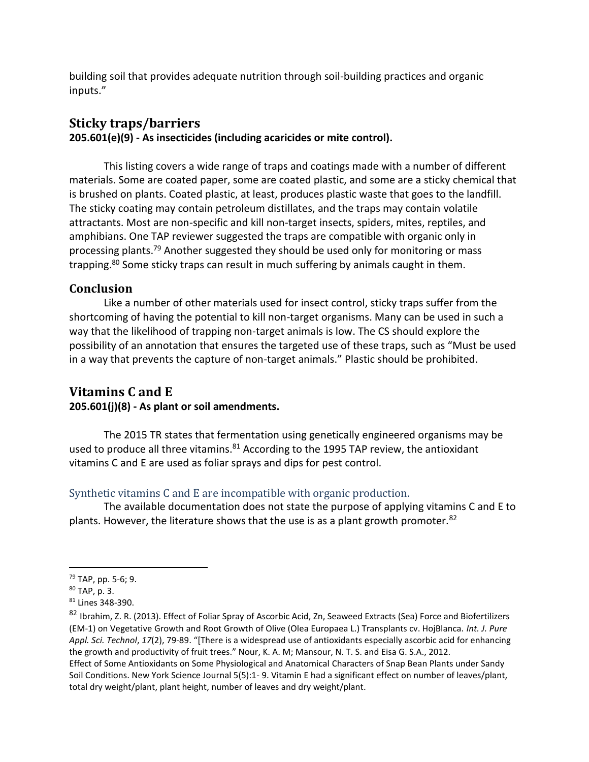building soil that provides adequate nutrition through soil-building practices and organic inputs."

## Sticky traps/barriers

**205.601(e)(9) - As insecticides (including acaricides or mite control).**

This listing covers a wide range of traps and coatings made with a number of different materials. Some are coated paper, some are coated plastic, and some are a sticky chemical that is brushed on plants. Coated plastic, at least, produces plastic waste that goes to the landfill. The sticky coating may contain petroleum distillates, and the traps may contain volatile attractants. Most are non-specific and kill non-target insects, spiders, mites, reptiles, and amphibians. One TAP reviewer suggested the traps are compatible with organic only in processing plants.[79] Another suggested they should be used only for monitoring or mass trapping.[80] Some sticky traps can result in much suffering by animals caught in them.

### Conclusion

Like a number of other materials used for insect control, sticky traps suffer from the shortcoming of having the potential to kill non-target organisms. Many can be used in such a way that the likelihood of trapping non-target animals is low. The CS should explore the possibility of an annotation that ensures the targeted use of these traps, such as "Must be used in a way that prevents the capture of non-target animals." Plastic should be prohibited.

## Vitamins C and E

**205.601(j)(8) - As plant or soil amendments.**

The 2015 TR states that fermentation using genetically engineered organisms may be used to produce all three vitamins.[81] According to the 1995 TAP review, the antioxidant vitamins C and E are used as foliar sprays and dips for pest control.

#### Synthetic vitamins C and E are incompatible with organic production.

The available documentation does not state the purpose of applying vitamins C and E to plants. However, the literature shows that the use is as a plant growth promoter.[82]

---

[79] TAP, pp. 5-6; 9.

[80] TAP, p. 3.

[81] Lines 348-390.

[82] Ibrahim, Z. R. (2013). Effect of Foliar Spray of Ascorbic Acid, Zn, Seaweed Extracts (Sea) Force and Biofertilizers (EM-1) on Vegetative Growth and Root Growth of Olive (Olea Europaea L.) Transplants cv. HojBlanca. *Int. J. Pure Appl. Sci. Technol*, *17*(2), 79-89. "[There is a widespread use of antioxidants especially ascorbic acid for enhancing the growth and productivity of fruit trees." Nour, K. A. M; Mansour, N. T. S. and Eisa G. S.A., 2012. Effect of Some Antioxidants on Some Physiological and Anatomical Characters of Snap Bean Plants under Sandy Soil Conditions. New York Science Journal 5(5):1- 9. Vitamin E had a significant effect on number of leaves/plant, total dry weight/plant, plant height, number of leaves and dry weight/plant.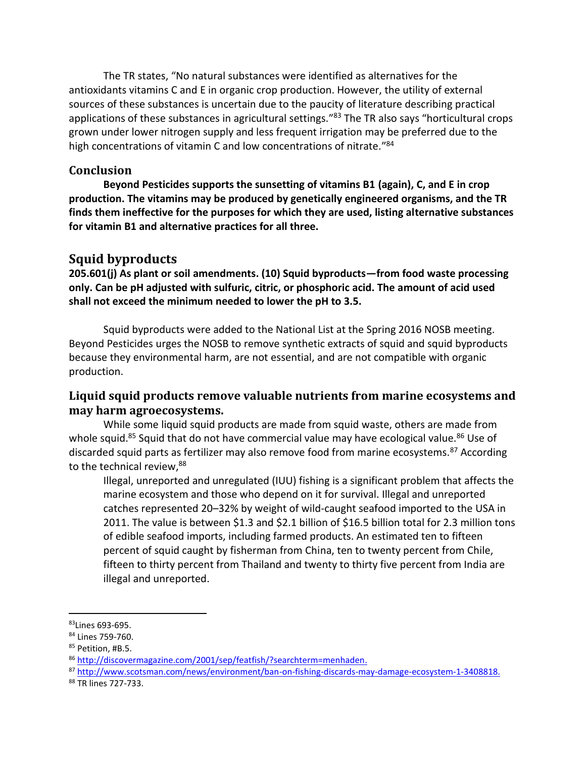The TR states, "No natural substances were identified as alternatives for the antioxidants vitamins C and E in organic crop production. However, the utility of external sources of these substances is uncertain due to the paucity of literature describing practical applications of these substances in agricultural settings."[83] The TR also says "horticultural crops grown under lower nitrogen supply and less frequent irrigation may be preferred due to the high concentrations of vitamin C and low concentrations of nitrate."[84]

### Conclusion

**Beyond Pesticides supports the sunsetting of vitamins B1 (again), C, and E in crop production. The vitamins may be produced by genetically engineered organisms, and the TR finds them ineffective for the purposes for which they are used, listing alternative substances for vitamin B1 and alternative practices for all three.**

## Squid byproducts

**205.601(j) As plant or soil amendments. (10) Squid byproducts—from food waste processing only. Can be pH adjusted with sulfuric, citric, or phosphoric acid. The amount of acid used shall not exceed the minimum needed to lower the pH to 3.5.**

Squid byproducts were added to the National List at the Spring 2016 NOSB meeting. Beyond Pesticides urges the NOSB to remove synthetic extracts of squid and squid byproducts because they environmental harm, are not essential, and are not compatible with organic production.

### Liquid squid products remove valuable nutrients from marine ecosystems and may harm agroecosystems.

While some liquid squid products are made from squid waste, others are made from whole squid.[85] Squid that do not have commercial value may have ecological value.[86] Use of discarded squid parts as fertilizer may also remove food from marine ecosystems.[87] According to the technical review,[88]

> Illegal, unreported and unregulated (IUU) fishing is a significant problem that affects the marine ecosystem and those who depend on it for survival. Illegal and unreported catches represented 20–32% by weight of wild-caught seafood imported to the USA in 2011. The value is between \$1.3 and \$2.1 billion of \$16.5 billion total for 2.3 million tons of edible seafood imports, including farmed products. An estimated ten to fifteen percent of squid caught by fisherman from China, ten to twenty percent from Chile, fifteen to thirty percent from Thailand and twenty to thirty five percent from India are illegal and unreported.

---

[83] Lines 693-695.

[84] Lines 759-760.

[85] Petition, #B.5.

[86] http://discovermagazine.com/2001/sep/featfish/?searchterm=menhaden.

[87] http://www.scotsman.com/news/environment/ban-on-fishing-discards-may-damage-ecosystem-1-3408818.

[88] TR lines 727-733.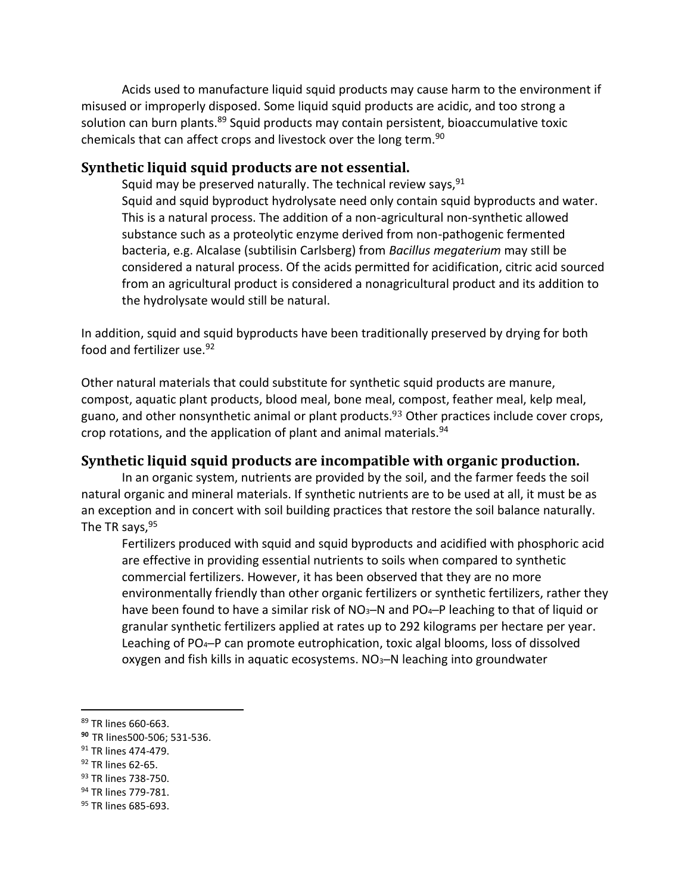Acids used to manufacture liquid squid products may cause harm to the environment if misused or improperly disposed. Some liquid squid products are acidic, and too strong a solution can burn plants.[89] Squid products may contain persistent, bioaccumulative toxic chemicals that can affect crops and livestock over the long term.[90]

## Synthetic liquid squid products are not essential.

Squid may be preserved naturally. The technical review says,[91]

> Squid and squid byproduct hydrolysate need only contain squid byproducts and water. This is a natural process. The addition of a non-agricultural non-synthetic allowed substance such as a proteolytic enzyme derived from non-pathogenic fermented bacteria, e.g. Alcalase (subtilisin Carlsberg) from *Bacillus megaterium* may still be considered a natural process. Of the acids permitted for acidification, citric acid sourced from an agricultural product is considered a nonagricultural product and its addition to the hydrolysate would still be natural.

In addition, squid and squid byproducts have been traditionally preserved by drying for both food and fertilizer use.[92]

Other natural materials that could substitute for synthetic squid products are manure, compost, aquatic plant products, blood meal, bone meal, compost, feather meal, kelp meal, guano, and other nonsynthetic animal or plant products.[93] Other practices include cover crops, crop rotations, and the application of plant and animal materials.[94]

## Synthetic liquid squid products are incompatible with organic production.

In an organic system, nutrients are provided by the soil, and the farmer feeds the soil natural organic and mineral materials. If synthetic nutrients are to be used at all, it must be as an exception and in concert with soil building practices that restore the soil balance naturally. The TR says,[95]

> Fertilizers produced with squid and squid byproducts and acidified with phosphoric acid are effective in providing essential nutrients to soils when compared to synthetic commercial fertilizers. However, it has been observed that they are no more environmentally friendly than other organic fertilizers or synthetic fertilizers, rather they have been found to have a similar risk of $NO_3$–N and $PO_4$–P leaching to that of liquid or granular synthetic fertilizers applied at rates up to 292 kilograms per hectare per year. Leaching of $PO_4$–P can promote eutrophication, toxic algal blooms, loss of dissolved oxygen and fish kills in aquatic ecosystems. $NO_3$–N leaching into groundwater

---

[89] TR lines 660-663.

[90] TR lines500-506; 531-536.

[91] TR lines 474-479.

[92] TR lines 62-65.

[93] TR lines 738-750.

[94] TR lines 779-781.

[95] TR lines 685-693.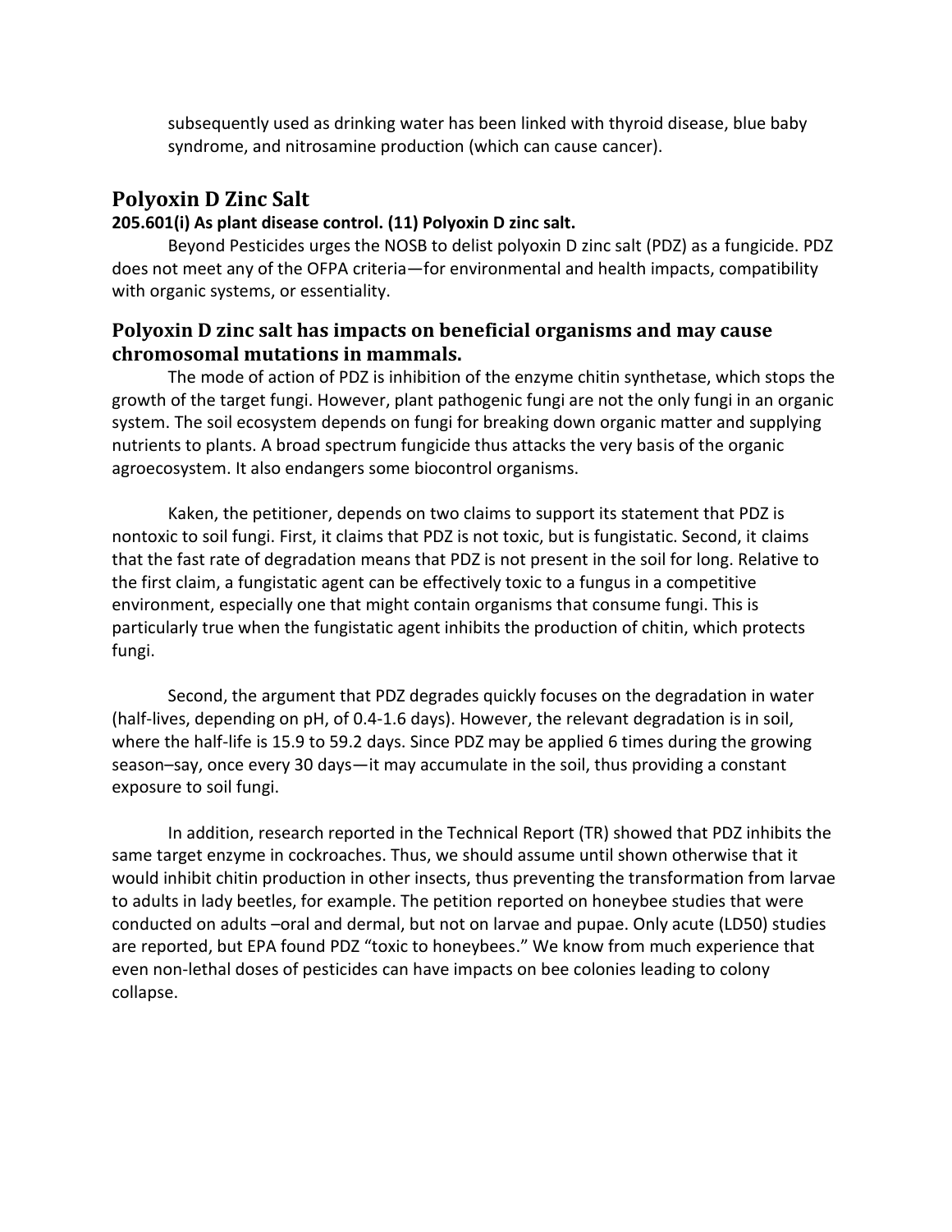subsequently used as drinking water has been linked with thyroid disease, blue baby syndrome, and nitrosamine production (which can cause cancer).

## Polyoxin D Zinc Salt

**205.601(i) As plant disease control. (11) Polyoxin D zinc salt.**

Beyond Pesticides urges the NOSB to delist polyoxin D zinc salt (PDZ) as a fungicide. PDZ does not meet any of the OFPA criteria—for environmental and health impacts, compatibility with organic systems, or essentiality.

## Polyoxin D zinc salt has impacts on beneficial organisms and may cause chromosomal mutations in mammals.

The mode of action of PDZ is inhibition of the enzyme chitin synthetase, which stops the growth of the target fungi. However, plant pathogenic fungi are not the only fungi in an organic system. The soil ecosystem depends on fungi for breaking down organic matter and supplying nutrients to plants. A broad spectrum fungicide thus attacks the very basis of the organic agroecosystem. It also endangers some biocontrol organisms.

Kaken, the petitioner, depends on two claims to support its statement that PDZ is nontoxic to soil fungi. First, it claims that PDZ is not toxic, but is fungistatic. Second, it claims that the fast rate of degradation means that PDZ is not present in the soil for long. Relative to the first claim, a fungistatic agent can be effectively toxic to a fungus in a competitive environment, especially one that might contain organisms that consume fungi. This is particularly true when the fungistatic agent inhibits the production of chitin, which protects fungi.

Second, the argument that PDZ degrades quickly focuses on the degradation in water (half-lives, depending on pH, of 0.4-1.6 days). However, the relevant degradation is in soil, where the half-life is 15.9 to 59.2 days. Since PDZ may be applied 6 times during the growing season–say, once every 30 days—it may accumulate in the soil, thus providing a constant exposure to soil fungi.

In addition, research reported in the Technical Report (TR) showed that PDZ inhibits the same target enzyme in cockroaches. Thus, we should assume until shown otherwise that it would inhibit chitin production in other insects, thus preventing the transformation from larvae to adults in lady beetles, for example. The petition reported on honeybee studies that were conducted on adults –oral and dermal, but not on larvae and pupae. Only acute (LD50) studies are reported, but EPA found PDZ "toxic to honeybees." We know from much experience that even non-lethal doses of pesticides can have impacts on bee colonies leading to colony collapse.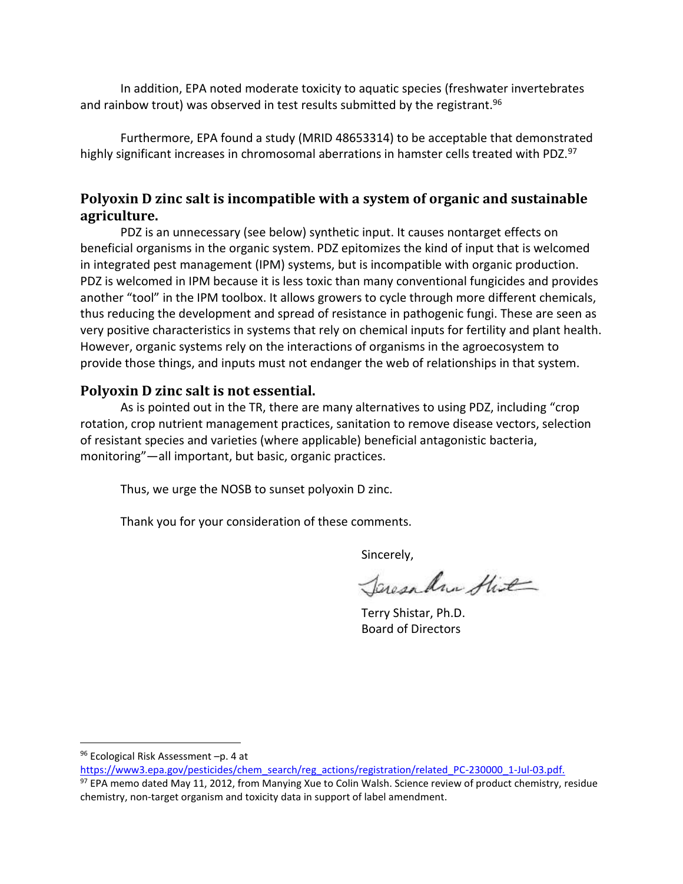In addition, EPA noted moderate toxicity to aquatic species (freshwater invertebrates and rainbow trout) was observed in test results submitted by the registrant.[96]

Furthermore, EPA found a study (MRID 48653314) to be acceptable that demonstrated highly significant increases in chromosomal aberrations in hamster cells treated with PDZ.[97]

## Polyoxin D zinc salt is incompatible with a system of organic and sustainable agriculture.

PDZ is an unnecessary (see below) synthetic input. It causes nontarget effects on beneficial organisms in the organic system. PDZ epitomizes the kind of input that is welcomed in integrated pest management (IPM) systems, but is incompatible with organic production. PDZ is welcomed in IPM because it is less toxic than many conventional fungicides and provides another "tool" in the IPM toolbox. It allows growers to cycle through more different chemicals, thus reducing the development and spread of resistance in pathogenic fungi. These are seen as very positive characteristics in systems that rely on chemical inputs for fertility and plant health. However, organic systems rely on the interactions of organisms in the agroecosystem to provide those things, and inputs must not endanger the web of relationships in that system.

## Polyoxin D zinc salt is not essential.

As is pointed out in the TR, there are many alternatives to using PDZ, including "crop rotation, crop nutrient management practices, sanitation to remove disease vectors, selection of resistant species and varieties (where applicable) beneficial antagonistic bacteria, monitoring"—all important, but basic, organic practices.

Thus, we urge the NOSB to sunset polyoxin D zinc.

Thank you for your consideration of these comments.

Sincerely,

Terry Shistar, Ph.D.
Board of Directors

---

[96] Ecological Risk Assessment –p. 4 at https://www3.epa.gov/pesticides/chem_search/reg_actions/registration/related_PC-230000_1-Jul-03.pdf.

[97] EPA memo dated May 11, 2012, from Manying Xue to Colin Walsh. Science review of product chemistry, residue chemistry, non-target organism and toxicity data in support of label amendment.